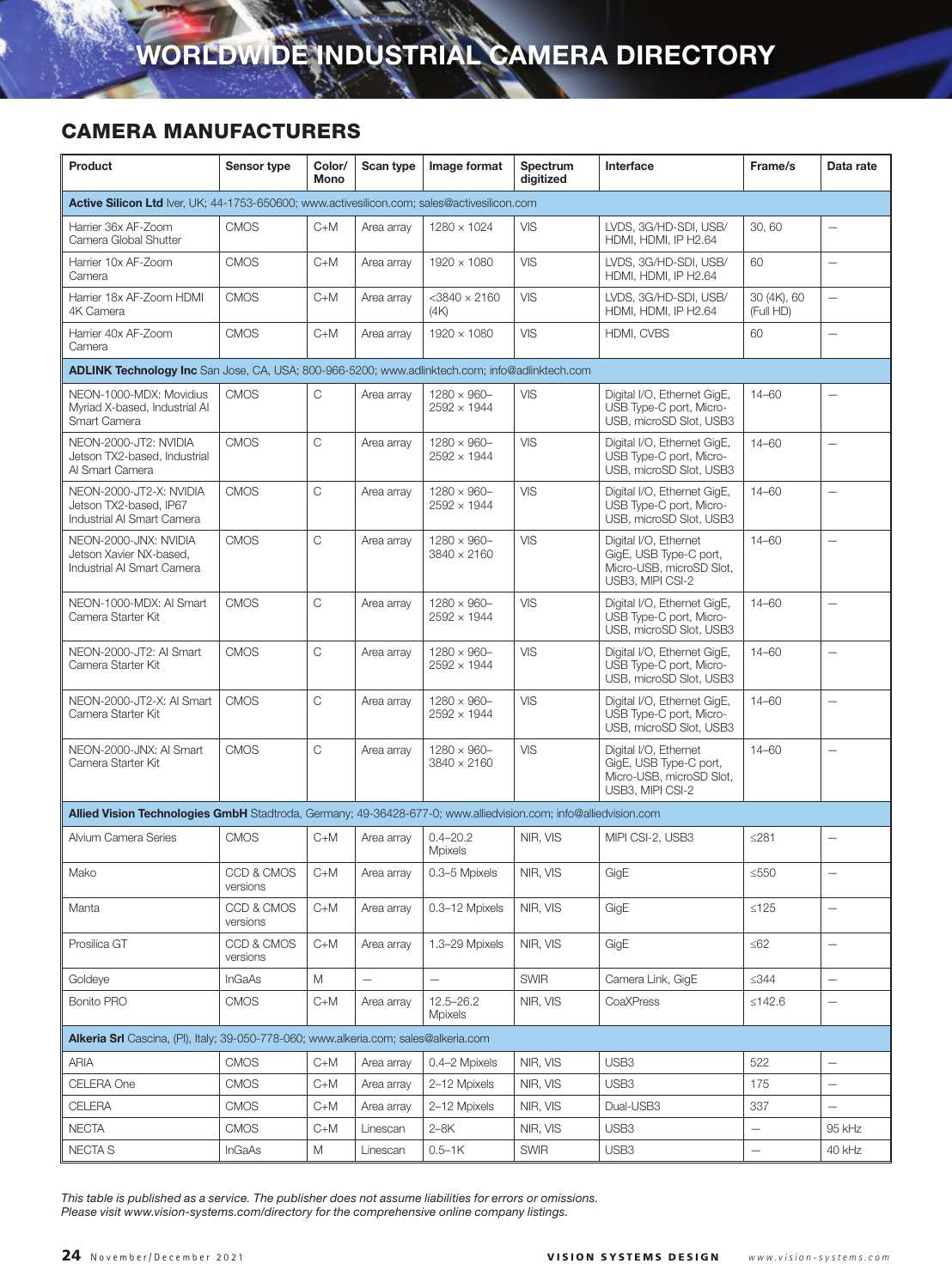# WORLDWIDE INDUSTRIAL CAMERA DIRECTORY

## CAMERA MANUFACTURERS

| Product | Sensor type | Color/ Mono | Scan type | Image format | Spectrum digitized | Interface | Frame/s | Data rate |
|---|---|---|---|---|---|---|---|---|
| **Active Silicon Ltd** Iver, UK; 44-1753-650600; www.activesilicon.com; sales@activesilicon.com | | | | | | | | |
| Harrier 36x AF-Zoom Camera Global Shutter | CMOS | C+M | Area array | 1280 × 1024 | VIS | LVDS, 3G/HD-SDI, USB/ HDMI, HDMI, IP H2.64 | 30, 60 | — |
| Harrier 10x AF-Zoom Camera | CMOS | C+M | Area array | 1920 × 1080 | VIS | LVDS, 3G/HD-SDI, USB/ HDMI, HDMI, IP H2.64 | 60 | — |
| Harrier 18x AF-Zoom HDMI 4K Camera | CMOS | C+M | Area array | <3840 × 2160 (4K) | VIS | LVDS, 3G/HD-SDI, USB/ HDMI, HDMI, IP H2.64 | 30 (4K), 60 (Full HD) | — |
| Harrier 40x AF-Zoom Camera | CMOS | C+M | Area array | 1920 × 1080 | VIS | HDMI, CVBS | 60 | — |
| **ADLINK Technology Inc** San Jose, CA, USA; 800-966-5200; www.adlinktech.com; info@adlinktech.com | | | | | | | | |
| NEON-1000-MDX: Movidius Myriad X-based, Industrial AI Smart Camera | CMOS | C | Area array | 1280 × 960– 2592 × 1944 | VIS | Digital I/O, Ethernet GigE, USB Type-C port, Micro-USB, microSD Slot, USB3 | 14–60 | — |
| NEON-2000-JT2: NVIDIA Jetson TX2-based, Industrial AI Smart Camera | CMOS | C | Area array | 1280 × 960– 2592 × 1944 | VIS | Digital I/O, Ethernet GigE, USB Type-C port, Micro-USB, microSD Slot, USB3 | 14–60 | — |
| NEON-2000-JT2-X: NVIDIA Jetson TX2-based, IP67 Industrial AI Smart Camera | CMOS | C | Area array | 1280 × 960– 2592 × 1944 | VIS | Digital I/O, Ethernet GigE, USB Type-C port, Micro-USB, microSD Slot, USB3 | 14–60 | — |
| NEON-2000-JNX: NVIDIA Jetson Xavier NX-based, Industrial AI Smart Camera | CMOS | C | Area array | 1280 × 960– 3840 × 2160 | VIS | Digital I/O, Ethernet GigE, USB Type-C port, Micro-USB, microSD Slot, USB3, MIPI CSI-2 | 14–60 | — |
| NEON-1000-MDX: AI Smart Camera Starter Kit | CMOS | C | Area array | 1280 × 960– 2592 × 1944 | VIS | Digital I/O, Ethernet GigE, USB Type-C port, Micro-USB, microSD Slot, USB3 | 14–60 | — |
| NEON-2000-JT2: AI Smart Camera Starter Kit | CMOS | C | Area array | 1280 × 960– 2592 × 1944 | VIS | Digital I/O, Ethernet GigE, USB Type-C port, Micro-USB, microSD Slot, USB3 | 14–60 | — |
| NEON-2000-JT2-X: AI Smart Camera Starter Kit | CMOS | C | Area array | 1280 × 960– 2592 × 1944 | VIS | Digital I/O, Ethernet GigE, USB Type-C port, Micro-USB, microSD Slot, USB3 | 14–60 | — |
| NEON-2000-JNX: AI Smart Camera Starter Kit | CMOS | C | Area array | 1280 × 960– 3840 × 2160 | VIS | Digital I/O, Ethernet GigE, USB Type-C port, Micro-USB, microSD Slot, USB3, MIPI CSI-2 | 14–60 | — |
| **Allied Vision Technologies GmbH** Stadtroda, Germany; 49-36428-677-0; www.alliedvision.com; info@alliedvision.com | | | | | | | | |
| Alvium Camera Series | CMOS | C+M | Area array | 0.4–20.2 Mpixels | NIR, VIS | MIPI CSI-2, USB3 | ≤281 | — |
| Mako | CCD & CMOS versions | C+M | Area array | 0.3–5 Mpixels | NIR, VIS | GigE | ≤550 | — |
| Manta | CCD & CMOS versions | C+M | Area array | 0.3–12 Mpixels | NIR, VIS | GigE | ≤125 | — |
| Prosilica GT | CCD & CMOS versions | C+M | Area array | 1.3–29 Mpixels | NIR, VIS | GigE | ≤62 | — |
| Goldeye | InGaAs | M | — | — | SWIR | Camera Link, GigE | ≤344 | — |
| Bonito PRO | CMOS | C+M | Area array | 12.5–26.2 Mpixels | NIR, VIS | CoaXPress | ≤142.6 | — |
| **Alkeria Srl** Cascina, (PI), Italy; 39-050-778-060; www.alkeria.com; sales@alkeria.com | | | | | | | | |
| ARIA | CMOS | C+M | Area array | 0.4–2 Mpixels | NIR, VIS | USB3 | 522 | — |
| CELERA One | CMOS | C+M | Area array | 2–12 Mpixels | NIR, VIS | USB3 | 175 | — |
| CELERA | CMOS | C+M | Area array | 2–12 Mpixels | NIR, VIS | Dual-USB3 | 337 | — |
| NECTA | CMOS | C+M | Linescan | 2–8K | NIR, VIS | USB3 | — | 95 kHz |
| NECTA S | InGaAs | M | Linescan | 0.5–1K | SWIR | USB3 | — | 40 kHz |

*This table is published as a service. The publisher does not assume liabilities for errors or omissions. Please visit www.vision-systems.com/directory for the comprehensive online company listings.*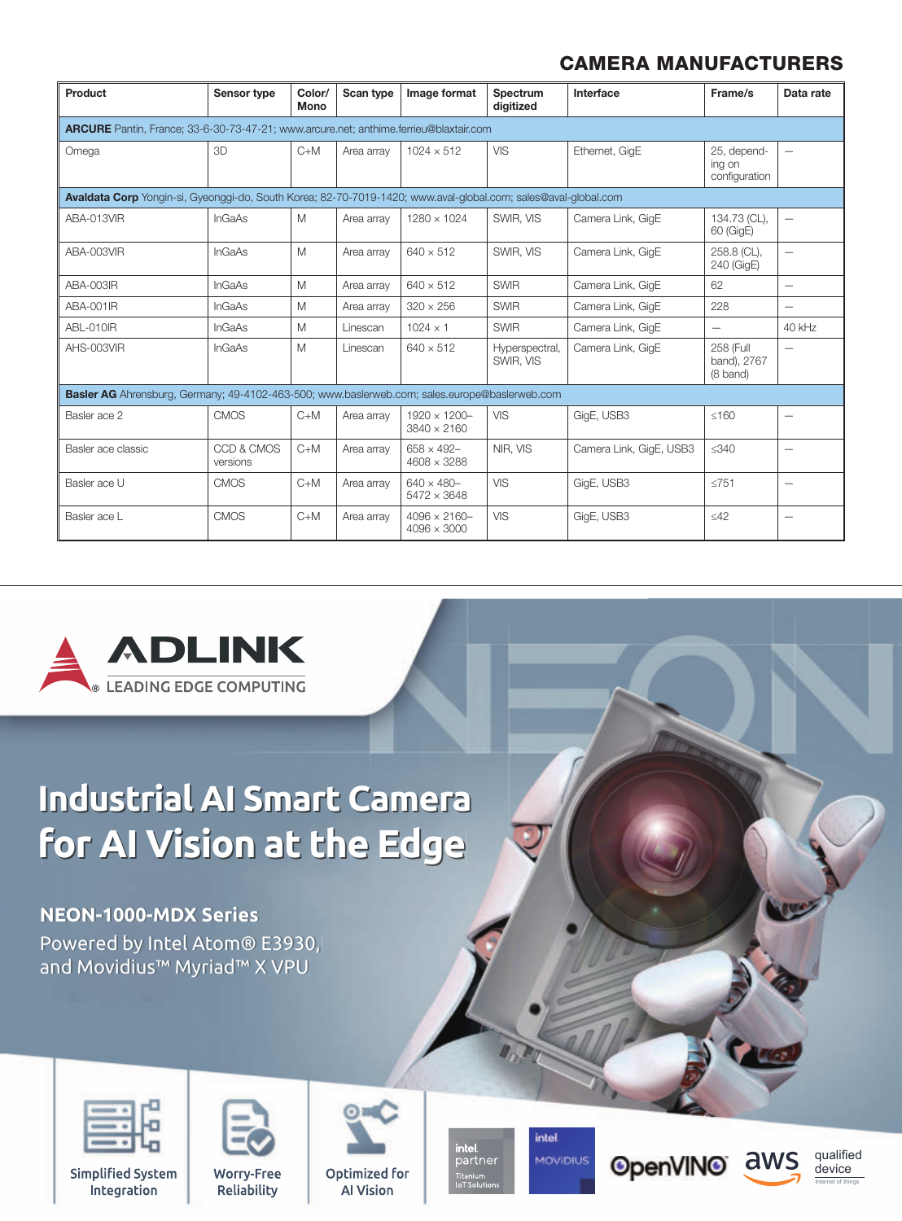## CAMERA MANUFACTURERS

| Product | Sensor type | Color/ Mono | Scan type | Image format | Spectrum digitized | Interface | Frame/s | Data rate |
|---|---|---|---|---|---|---|---|---|
| **ARCURE** Pantin, France; 33-6-30-73-47-21; www.arcure.net; anthime.ferrieu@blaxtair.com | | | | | | | | |
| Omega | 3D | C+M | Area array | 1024 × 512 | VIS | Ethernet, GigE | 25, depending on configuration | — |
| **Avaldata Corp** Yongin-si, Gyeonggi-do, South Korea; 82-70-7019-1420; www.aval-global.com; sales@aval-global.com | | | | | | | | |
| ABA-013VIR | InGaAs | M | Area array | 1280 × 1024 | SWIR, VIS | Camera Link, GigE | 134.73 (CL), 60 (GigE) | — |
| ABA-003VIR | InGaAs | M | Area array | 640 × 512 | SWIR, VIS | Camera Link, GigE | 258.8 (CL), 240 (GigE) | — |
| ABA-003IR | InGaAs | M | Area array | 640 × 512 | SWIR | Camera Link, GigE | 62 | — |
| ABA-001IR | InGaAs | M | Area array | 320 × 256 | SWIR | Camera Link, GigE | 228 | — |
| ABL-010IR | InGaAs | M | Linescan | 1024 × 1 | SWIR | Camera Link, GigE | — | 40 kHz |
| AHS-003VIR | InGaAs | M | Linescan | 640 × 512 | Hyperspectral, SWIR, VIS | Camera Link, GigE | 258 (Full band), 2767 (8 band) | — |
| **Basler AG** Ahrensburg, Germany; 49-4102-463-500; www.baslerweb.com; sales.europe@baslerweb.com | | | | | | | | |
| Basler ace 2 | CMOS | C+M | Area array | 1920 × 1200–3840 × 2160 | VIS | GigE, USB3 | ≤160 | — |
| Basler ace classic | CCD & CMOS versions | C+M | Area array | 658 × 492–4608 × 3288 | NIR, VIS | Camera Link, GigE, USB3 | ≤340 | — |
| Basler ace U | CMOS | C+M | Area array | 640 × 480–5472 × 3648 | VIS | GigE, USB3 | ≤751 | — |
| Basler ace L | CMOS | C+M | Area array | 4096 × 2160–4096 × 3000 | VIS | GigE, USB3 | ≤42 | — |

ADLINK
LEADING EDGE COMPUTING

# Industrial AI Smart Camera for AI Vision at the Edge

**NEON-1000-MDX Series**

Powered by Intel Atom® E3930, and Movidius™ Myriad™ X VPU

Simplified System Integration

Worry-Free Reliability

Optimized for AI Vision

intel partner Titanium IoT Solutions

intel MOVIDIUS

OpenVINO

aws qualified device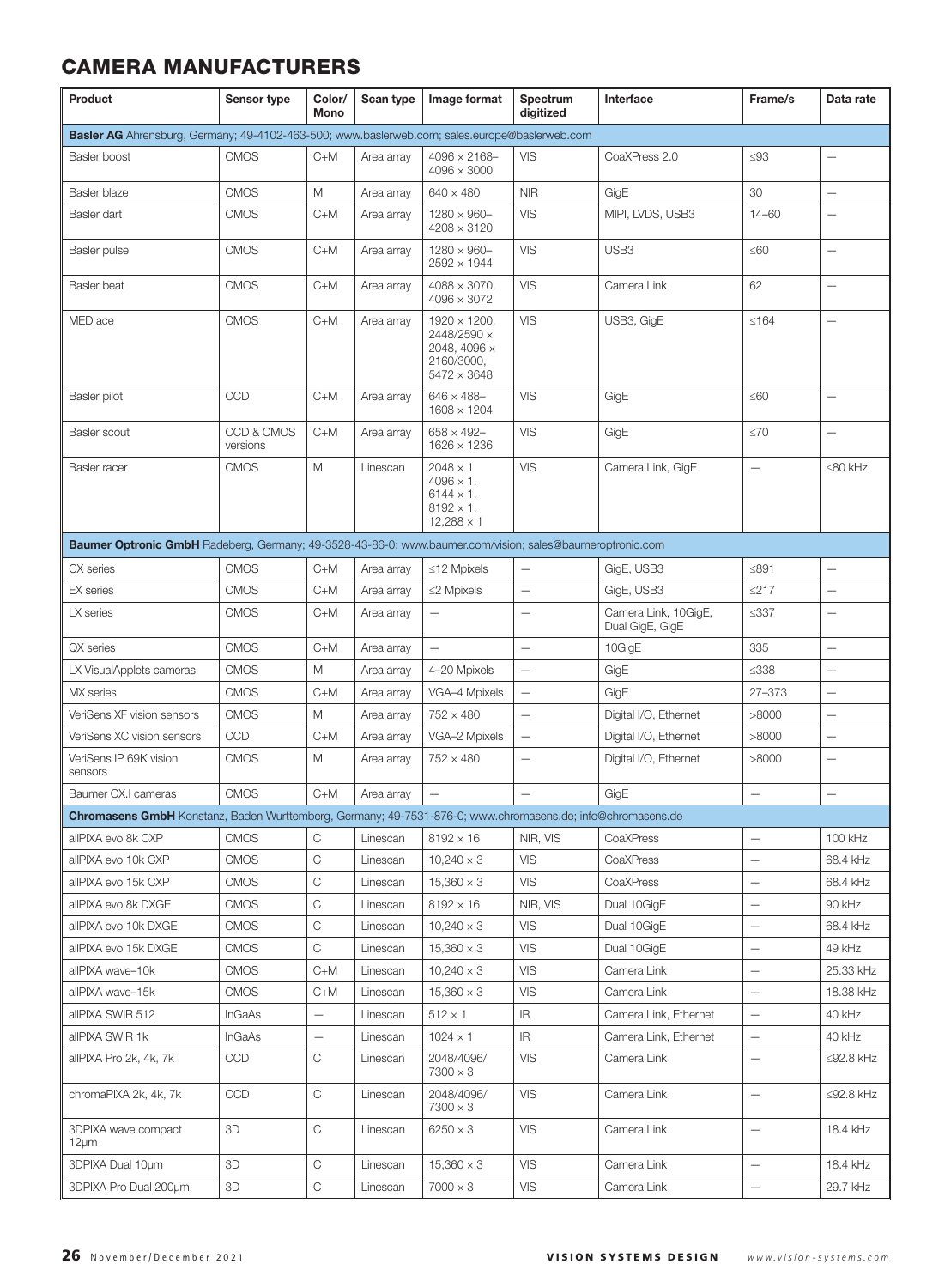## CAMERA MANUFACTURERS

| Product | Sensor type | Color/ Mono | Scan type | Image format | Spectrum digitized | Interface | Frame/s | Data rate |
|---|---|---|---|---|---|---|---|---|
| **Basler AG** Ahrensburg, Germany; 49-4102-463-500; www.baslerweb.com; sales.europe@baslerweb.com | | | | | | | | |
| Basler boost | CMOS | C+M | Area array | 4096 × 2168–4096 × 3000 | VIS | CoaXPress 2.0 | ≤93 | — |
| Basler blaze | CMOS | M | Area array | 640 × 480 | NIR | GigE | 30 | — |
| Basler dart | CMOS | C+M | Area array | 1280 × 960–4208 × 3120 | VIS | MIPI, LVDS, USB3 | 14–60 | — |
| Basler pulse | CMOS | C+M | Area array | 1280 × 960–2592 × 1944 | VIS | USB3 | ≤60 | — |
| Basler beat | CMOS | C+M | Area array | 4088 × 3070, 4096 × 3072 | VIS | Camera Link | 62 | — |
| MED ace | CMOS | C+M | Area array | 1920 × 1200, 2448/2590 × 2048, 4096 × 2160/3000, 5472 × 3648 | VIS | USB3, GigE | ≤164 | — |
| Basler pilot | CCD | C+M | Area array | 646 × 488–1608 × 1204 | VIS | GigE | ≤60 | — |
| Basler scout | CCD & CMOS versions | C+M | Area array | 658 × 492–1626 × 1236 | VIS | GigE | ≤70 | — |
| Basler racer | CMOS | M | Linescan | 2048 × 1 4096 × 1, 6144 × 1, 8192 × 1, 12,288 × 1 | VIS | Camera Link, GigE | — | ≤80 kHz |
| **Baumer Optronic GmbH** Radeberg, Germany; 49-3528-43-86-0; www.baumer.com/vision; sales@baumeroptronic.com | | | | | | | | |
| CX series | CMOS | C+M | Area array | ≤12 Mpixels | — | GigE, USB3 | ≤891 | — |
| EX series | CMOS | C+M | Area array | ≤2 Mpixels | — | GigE, USB3 | ≤217 | — |
| LX series | CMOS | C+M | Area array | — | — | Camera Link, 10GigE, Dual GigE, GigE | ≤337 | — |
| QX series | CMOS | C+M | Area array | — | — | 10GigE | 335 | — |
| LX VisualApplets cameras | CMOS | M | Area array | 4–20 Mpixels | — | GigE | ≤338 | — |
| MX series | CMOS | C+M | Area array | VGA–4 Mpixels | — | GigE | 27–373 | — |
| VeriSens XF vision sensors | CMOS | M | Area array | 752 × 480 | — | Digital I/O, Ethernet | >8000 | — |
| VeriSens XC vision sensors | CCD | C+M | Area array | VGA–2 Mpixels | — | Digital I/O, Ethernet | >8000 | — |
| VeriSens IP 69K vision sensors | CMOS | M | Area array | 752 × 480 | — | Digital I/O, Ethernet | >8000 | — |
| Baumer CX.I cameras | CMOS | C+M | Area array | — | — | GigE | — | — |
| **Chromasens GmbH** Konstanz, Baden Wurttemberg, Germany; 49-7531-876-0; www.chromasens.de; info@chromasens.de | | | | | | | | |
| allPIXA evo 8k CXP | CMOS | C | Linescan | 8192 × 16 | NIR, VIS | CoaXPress | — | 100 kHz |
| allPIXA evo 10k CXP | CMOS | C | Linescan | 10,240 × 3 | VIS | CoaXPress | — | 68.4 kHz |
| allPIXA evo 15k CXP | CMOS | C | Linescan | 15,360 × 3 | VIS | CoaXPress | — | 68.4 kHz |
| allPIXA evo 8k DXGE | CMOS | C | Linescan | 8192 × 16 | NIR, VIS | Dual 10GigE | — | 90 kHz |
| allPIXA evo 10k DXGE | CMOS | C | Linescan | 10,240 × 3 | VIS | Dual 10GigE | — | 68.4 kHz |
| allPIXA evo 15k DXGE | CMOS | C | Linescan | 15,360 × 3 | VIS | Dual 10GigE | — | 49 kHz |
| allPIXA wave–10k | CMOS | C+M | Linescan | 10,240 × 3 | VIS | Camera Link | — | 25.33 kHz |
| allPIXA wave–15k | CMOS | C+M | Linescan | 15,360 × 3 | VIS | Camera Link | — | 18.38 kHz |
| allPIXA SWIR 512 | InGaAs | — | Linescan | 512 × 1 | IR | Camera Link, Ethernet | — | 40 kHz |
| allPIXA SWIR 1k | InGaAs | — | Linescan | 1024 × 1 | IR | Camera Link, Ethernet | — | 40 kHz |
| allPIXA Pro 2k, 4k, 7k | CCD | C | Linescan | 2048/4096/ 7300 × 3 | VIS | Camera Link | — | ≤92.8 kHz |
| chromaPIXA 2k, 4k, 7k | CCD | C | Linescan | 2048/4096/ 7300 × 3 | VIS | Camera Link | — | ≤92.8 kHz |
| 3DPIXA wave compact 12µm | 3D | C | Linescan | 6250 × 3 | VIS | Camera Link | — | 18.4 kHz |
| 3DPIXA Dual 10µm | 3D | C | Linescan | 15,360 × 3 | VIS | Camera Link | — | 18.4 kHz |
| 3DPIXA Pro Dual 200µm | 3D | C | Linescan | 7000 × 3 | VIS | Camera Link | — | 29.7 kHz |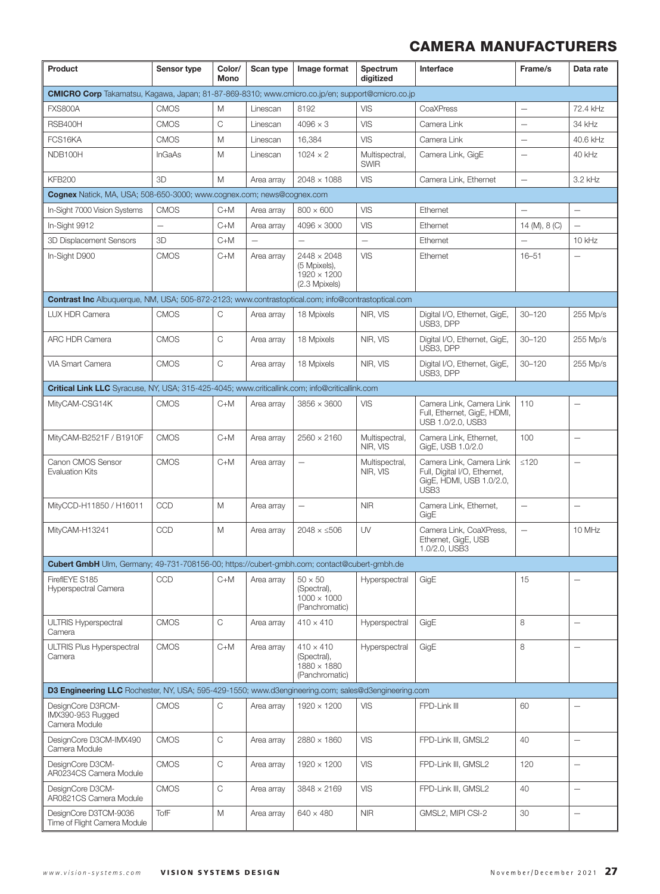# CAMERA MANUFACTURERS

| Product | Sensor type | Color/ Mono | Scan type | Image format | Spectrum digitized | Interface | Frame/s | Data rate |
|---|---|---|---|---|---|---|---|---|
| **CMICRO Corp** Takamatsu, Kagawa, Japan; 81-87-869-8310; www.cmicro.co.jp/en; support@cmicro.co.jp | | | | | | | | |
| FXS800A | CMOS | M | Linescan | 8192 | VIS | CoaXPress | — | 72.4 kHz |
| RSB400H | CMOS | C | Linescan | 4096 × 3 | VIS | Camera Link | — | 34 kHz |
| FCS16KA | CMOS | M | Linescan | 16,384 | VIS | Camera Link | — | 40.6 kHz |
| NDB100H | InGaAs | M | Linescan | 1024 × 2 | Multispectral, SWIR | Camera Link, GigE | — | 40 kHz |
| KFB200 | 3D | M | Area array | 2048 × 1088 | VIS | Camera Link, Ethernet | — | 3.2 kHz |
| **Cognex** Natick, MA, USA; 508-650-3000; www.cognex.com; news@cognex.com | | | | | | | | |
| In-Sight 7000 Vision Systems | CMOS | C+M | Area array | 800 × 600 | VIS | Ethernet | — | — |
| In-Sight 9912 | — | C+M | Area array | 4096 × 3000 | VIS | Ethernet | 14 (M), 8 (C) | — |
| 3D Displacement Sensors | 3D | C+M | — | — | — | Ethernet | — | 10 kHz |
| In-Sight D900 | CMOS | C+M | Area array | 2448 × 2048 (5 Mpixels), 1920 × 1200 (2.3 Mpixels) | VIS | Ethernet | 16–51 | — |
| **Contrast Inc** Albuquerque, NM, USA; 505-872-2123; www.contrastoptical.com; info@contrastoptical.com | | | | | | | | |
| LUX HDR Camera | CMOS | C | Area array | 18 Mpixels | NIR, VIS | Digital I/O, Ethernet, GigE, USB3, DPP | 30–120 | 255 Mp/s |
| ARC HDR Camera | CMOS | C | Area array | 18 Mpixels | NIR, VIS | Digital I/O, Ethernet, GigE, USB3, DPP | 30–120 | 255 Mp/s |
| VIA Smart Camera | CMOS | C | Area array | 18 Mpixels | NIR, VIS | Digital I/O, Ethernet, GigE, USB3, DPP | 30–120 | 255 Mp/s |
| **Critical Link LLC** Syracuse, NY, USA; 315-425-4045; www.criticallink.com; info@criticallink.com | | | | | | | | |
| MityCAM-CSG14K | CMOS | C+M | Area array | 3856 × 3600 | VIS | Camera Link, Camera Link Full, Ethernet, GigE, HDMI, USB 1.0/2.0, USB3 | 110 | — |
| MityCAM-B2521F / B1910F | CMOS | C+M | Area array | 2560 × 2160 | Multispectral, NIR, VIS | Camera Link, Ethernet, GigE, USB 1.0/2.0 | 100 | — |
| Canon CMOS Sensor Evaluation Kits | CMOS | C+M | Area array | — | Multispectral, NIR, VIS | Camera Link, Camera Link Full, Digital I/O, Ethernet, GigE, HDMI, USB 1.0/2.0, USB3 | ≤120 | — |
| MityCCD-H11850 / H16011 | CCD | M | Area array | — | NIR | Camera Link, Ethernet, GigE | — | — |
| MityCAM-H13241 | CCD | M | Area array | 2048 × ≤506 | UV | Camera Link, CoaXPress, Ethernet, GigE, USB 1.0/2.0, USB3 | — | 10 MHz |
| **Cubert GmbH** Ulm, Germany; 49-731-708156-00; https://cubert-gmbh.com; contact@cubert-gmbh.de | | | | | | | | |
| FireflEYE S185 Hyperspectral Camera | CCD | C+M | Area array | 50 × 50 (Spectral), 1000 × 1000 (Panchromatic) | Hyperspectral | GigE | 15 | — |
| ULTRIS Hyperspectral Camera | CMOS | C | Area array | 410 × 410 | Hyperspectral | GigE | 8 | — |
| ULTRIS Plus Hyperspectral Camera | CMOS | C+M | Area array | 410 × 410 (Spectral), 1880 × 1880 (Panchromatic) | Hyperspectral | GigE | 8 | — |
| **D3 Engineering LLC** Rochester, NY, USA; 595-429-1550; www.d3engineering.com; sales@d3engineering.com | | | | | | | | |
| DesignCore D3RCM-IMX390-953 Rugged Camera Module | CMOS | C | Area array | 1920 × 1200 | VIS | FPD-Link III | 60 | — |
| DesignCore D3CM-IMX490 Camera Module | CMOS | C | Area array | 2880 × 1860 | VIS | FPD-Link III, GMSL2 | 40 | — |
| DesignCore D3CM-AR0234CS Camera Module | CMOS | C | Area array | 1920 × 1200 | VIS | FPD-Link III, GMSL2 | 120 | — |
| DesignCore D3CM-AR0821CS Camera Module | CMOS | C | Area array | 3848 × 2169 | VIS | FPD-Link III, GMSL2 | 40 | — |
| DesignCore D3TCM-9036 Time of Flight Camera Module | TofF | M | Area array | 640 × 480 | NIR | GMSL2, MIPI CSI-2 | 30 | — |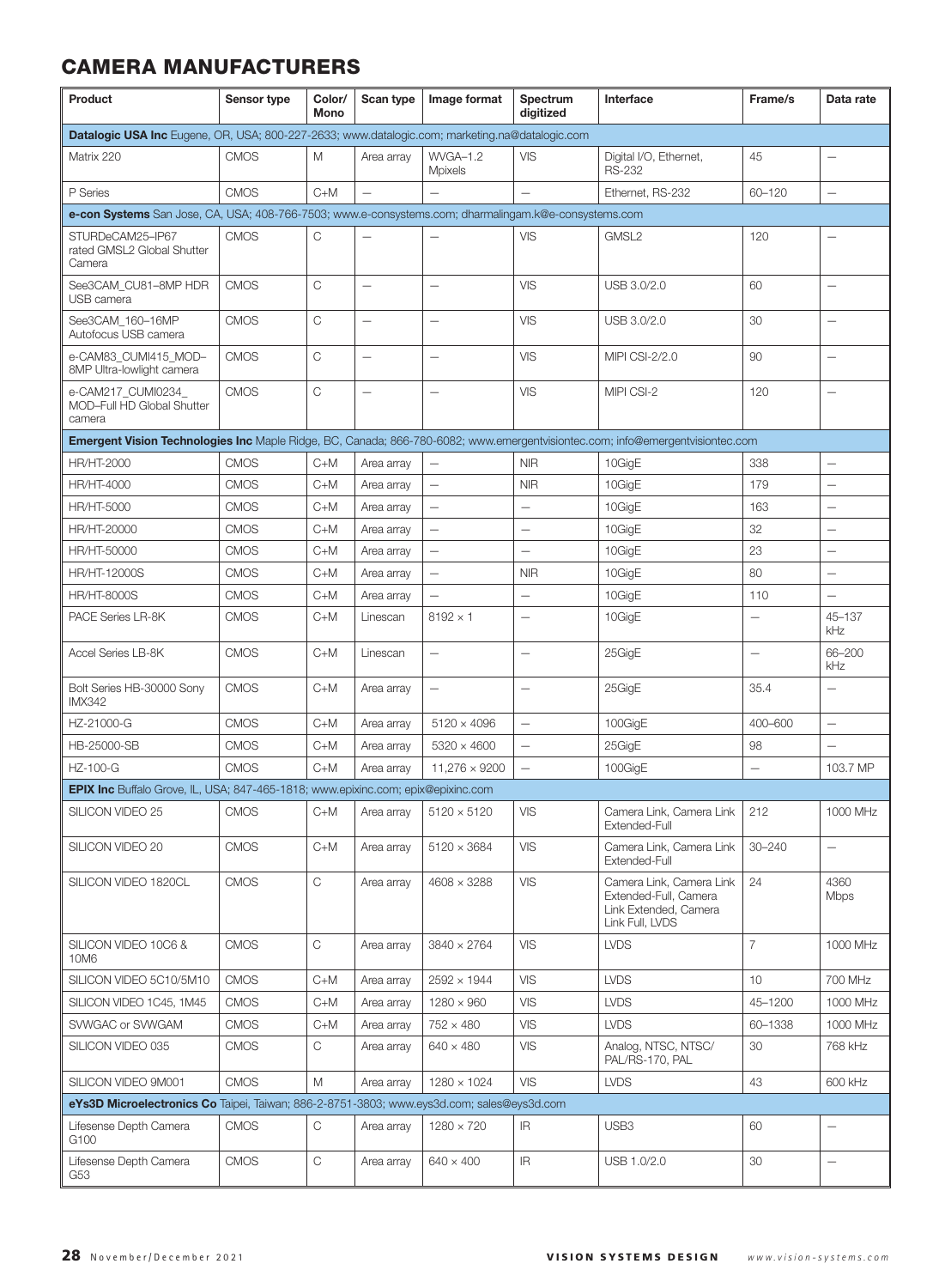## CAMERA MANUFACTURERS

| Product | Sensor type | Color/ Mono | Scan type | Image format | Spectrum digitized | Interface | Frame/s | Data rate |
|---|---|---|---|---|---|---|---|---|
| **Datalogic USA Inc** Eugene, OR, USA; 800-227-2633; www.datalogic.com; marketing.na@datalogic.com | | | | | | | | |
| Matrix 220 | CMOS | M | Area array | WVGA–1.2 Mpixels | VIS | Digital I/O, Ethernet, RS-232 | 45 | — |
| P Series | CMOS | C+M | — | — | — | Ethernet, RS-232 | 60–120 | — |
| **e-con Systems** San Jose, CA, USA; 408-766-7503; www.e-consystems.com; dharmalingam.k@e-consystems.com | | | | | | | | |
| STURDeCAM25–IP67 rated GMSL2 Global Shutter Camera | CMOS | C | — | — | VIS | GMSL2 | 120 | — |
| See3CAM_CU81–8MP HDR USB camera | CMOS | C | — | — | VIS | USB 3.0/2.0 | 60 | — |
| See3CAM_160–16MP Autofocus USB camera | CMOS | C | — | — | VIS | USB 3.0/2.0 | 30 | — |
| e-CAM83_CUMI415_MOD–8MP Ultra-lowlight camera | CMOS | C | — | — | VIS | MIPI CSI-2/2.0 | 90 | — |
| e-CAM217_CUMI0234_MOD–Full HD Global Shutter camera | CMOS | C | — | — | VIS | MIPI CSI-2 | 120 | — |
| **Emergent Vision Technologies Inc** Maple Ridge, BC, Canada; 866-780-6082; www.emergentvisiontec.com; info@emergentvisiontec.com | | | | | | | | |
| HR/HT-2000 | CMOS | C+M | Area array | — | NIR | 10GigE | 338 | — |
| HR/HT-4000 | CMOS | C+M | Area array | — | NIR | 10GigE | 179 | — |
| HR/HT-5000 | CMOS | C+M | Area array | — | — | 10GigE | 163 | — |
| HR/HT-20000 | CMOS | C+M | Area array | — | — | 10GigE | 32 | — |
| HR/HT-50000 | CMOS | C+M | Area array | — | — | 10GigE | 23 | — |
| HR/HT-12000S | CMOS | C+M | Area array | — | NIR | 10GigE | 80 | — |
| HR/HT-8000S | CMOS | C+M | Area array | — | — | 10GigE | 110 | — |
| PACE Series LR-8K | CMOS | C+M | Linescan | 8192 × 1 | — | 10GigE | — | 45–137 kHz |
| Accel Series LB-8K | CMOS | C+M | Linescan | — | — | 25GigE | — | 66–200 kHz |
| Bolt Series HB-30000 Sony IMX342 | CMOS | C+M | Area array | — | — | 25GigE | 35.4 | — |
| HZ-21000-G | CMOS | C+M | Area array | 5120 × 4096 | — | 100GigE | 400–600 | — |
| HB-25000-SB | CMOS | C+M | Area array | 5320 × 4600 | — | 25GigE | 98 | — |
| HZ-100-G | CMOS | C+M | Area array | 11,276 × 9200 | — | 100GigE | — | 103.7 MP |
| **EPIX Inc** Buffalo Grove, IL, USA; 847-465-1818; www.epixinc.com; epix@epixinc.com | | | | | | | | |
| SILICON VIDEO 25 | CMOS | C+M | Area array | 5120 × 5120 | VIS | Camera Link, Camera Link Extended-Full | 212 | 1000 MHz |
| SILICON VIDEO 20 | CMOS | C+M | Area array | 5120 × 3684 | VIS | Camera Link, Camera Link Extended-Full | 30–240 | — |
| SILICON VIDEO 1820CL | CMOS | C | Area array | 4608 × 3288 | VIS | Camera Link, Camera Link Extended-Full, Camera Link Extended, Camera Link Full, LVDS | 24 | 4360 Mbps |
| SILICON VIDEO 10C6 & 10M6 | CMOS | C | Area array | 3840 × 2764 | VIS | LVDS | 7 | 1000 MHz |
| SILICON VIDEO 5C10/5M10 | CMOS | C+M | Area array | 2592 × 1944 | VIS | LVDS | 10 | 700 MHz |
| SILICON VIDEO 1C45, 1M45 | CMOS | C+M | Area array | 1280 × 960 | VIS | LVDS | 45–1200 | 1000 MHz |
| SVWGAC or SVWGAM | CMOS | C+M | Area array | 752 × 480 | VIS | LVDS | 60–1338 | 1000 MHz |
| SILICON VIDEO 035 | CMOS | C | Area array | 640 × 480 | VIS | Analog, NTSC, NTSC/ PAL/RS-170, PAL | 30 | 768 kHz |
| SILICON VIDEO 9M001 | CMOS | M | Area array | 1280 × 1024 | VIS | LVDS | 43 | 600 kHz |
| **eYs3D Microelectronics Co** Taipei, Taiwan; 886-2-8751-3803; www.eys3d.com; sales@eys3d.com | | | | | | | | |
| Lifesense Depth Camera G100 | CMOS | C | Area array | 1280 × 720 | IR | USB3 | 60 | — |
| Lifesense Depth Camera G53 | CMOS | C | Area array | 640 × 400 | IR | USB 1.0/2.0 | 30 | — |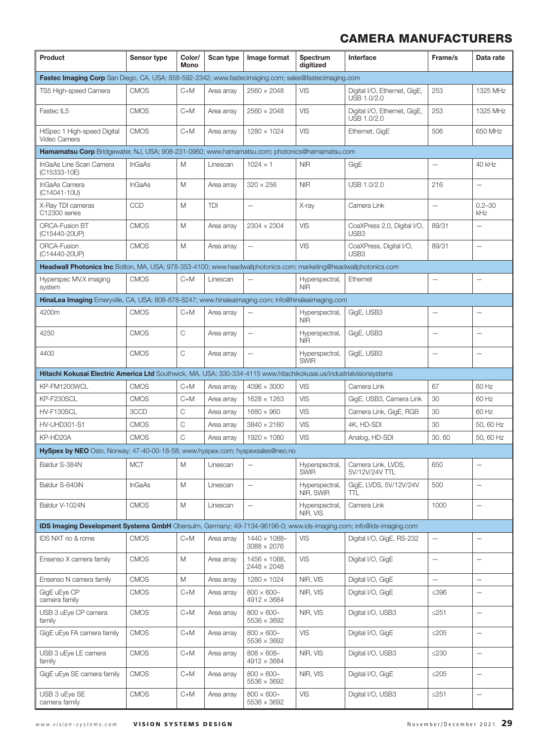## CAMERA MANUFACTURERS

| Product | Sensor type | Color/ Mono | Scan type | Image format | Spectrum digitized | Interface | Frame/s | Data rate |
|---|---|---|---|---|---|---|---|---|
| **Fastec Imaging Corp** San Diego, CA, USA; 858-592-2342; www.fastecimaging.com; sales@fastecimaging.com | | | | | | | | |
| TS5 High-speed Camera | CMOS | C+M | Area array | 2560 × 2048 | VIS | Digital I/O, Ethernet, GigE, USB 1.0/2.0 | 253 | 1325 MHz |
| Fastec IL5 | CMOS | C+M | Area array | 2560 × 2048 | VIS | Digital I/O, Ethernet, GigE, USB 1.0/2.0 | 253 | 1325 MHz |
| HiSpec 1 High-speed Digital Video Camera | CMOS | C+M | Area array | 1280 × 1024 | VIS | Ethernet, GigE | 506 | 650 MHz |
| **Hamamatsu Corp** Bridgewater, NJ, USA; 908-231-0960; www.hamamatsu.com; photonics@hamamatsu.com | | | | | | | | |
| InGaAs Line Scan Camera (C15333-10E) | InGaAs | M | Linescan | 1024 × 1 | NIR | GigE | — | 40 kHz |
| InGaAs Camera (C14041-10U) | InGaAs | M | Area array | 320 × 256 | NIR | USB 1.0/2.0 | 216 | — |
| X-Ray TDI cameras C12300 series | CCD | M | TDI | — | X-ray | Camera Link | — | 0.2–30 kHz |
| ORCA-Fusion BT (C15440-20UP) | CMOS | M | Area array | 2304 × 2304 | VIS | CoaXPress 2.0, Digital I/O, USB3 | 89/31 | — |
| ORCA-Fusion (C14440-20UP) | CMOS | M | Area array | — | VIS | CoaXPress, Digital I/O, USB3 | 89/31 | — |
| **Headwall Photonics Inc** Bolton, MA, USA; 978-353-4100; www.headwallphotonics.com; marketing@headwallphotonics.com | | | | | | | | |
| Hyperspec MV.X imaging system | CMOS | C+M | Linescan | — | Hyperspectral, NIR | Ethernet | — | — |
| **HinaLea Imaging** Emeryville, CA, USA; 808-878-8247; www.hinaleaimaging.com; info@hinaleaimaging.com | | | | | | | | |
| 4200m | CMOS | C+M | Area array | — | Hyperspectral, NIR | GigE, USB3 | — | — |
| 4250 | CMOS | C | Area array | — | Hyperspectral, NIR | GigE, USB3 | — | — |
| 4400 | CMOS | C | Area array | — | Hyperspectral, SWIR | GigE, USB3 | — | — |
| **Hitachi Kokusai Electric America Ltd** Southwick, MA, USA; 330-334-4115 www.hitachikokusai.us/industrialvisionsystems | | | | | | | | |
| KP-FM1200WCL | CMOS | C+M | Area array | 4096 × 3000 | VIS | Camera Link | 67 | 60 Hz |
| KP-F230SCL | CMOS | C+M | Area array | 1628 × 1263 | VIS | GigE, USB3, Camera Link | 30 | 60 Hz |
| HV-F130SCL | 3CCD | C | Area array | 1680 × 960 | VIS | Camera Link, GigE, RGB | 30 | 60 Hz |
| HV-UHD301-S1 | CMOS | C | Area array | 3840 × 2160 | VIS | 4K, HD-SDI | 30 | 50, 60 Hz |
| KP-HD20A | CMOS | C | Area array | 1920 × 1080 | VIS | Analog, HD-SDI | 30, 60 | 50, 60 Hz |
| **HySpex by NEO** Oslo, Norway; 47-40-00-18-58; www.hyspex.com; hyspexsales@neo.no | | | | | | | | |
| Baldur S-384N | MCT | M | Linescan | — | Hyperspectral, SWIR | Camera Link, LVDS, 5V/12V/24V TTL | 650 | — |
| Baldur S-640iN | InGaAs | M | Linescan | — | Hyperspectral, NIR, SWIR | GigE, LVDS, 5V/12V/24V TTL | 500 | — |
| Baldur V-1024N | CMOS | M | Linescan | — | Hyperspectral, NIR, VIS | Camera Link | 1000 | — |
| **IDS Imaging Development Systems GmbH** Obersulm, Germany; 49-7134-96196-0; www.ids-imaging.com; info@ids-imaging.com | | | | | | | | |
| IDS NXT rio & rome | CMOS | C+M | Area array | 1440 × 1088–3088 × 2076 | VIS | Digital I/O, GigE, RS-232 | — | — |
| Ensenso X camera family | CMOS | M | Area array | 1456 × 1088, 2448 × 2048 | VIS | Digital I/O, GigE | — | — |
| Ensenso N camera family | CMOS | M | Area array | 1280 × 1024 | NIR, VIS | Digital I/O, GigE | — | — |
| GigE uEye CP camera family | CMOS | C+M | Area array | 800 × 600–4912 × 3684 | NIR, VIS | Digital I/O, GigE | ≤396 | — |
| USB 3 uEye CP camera family | CMOS | C+M | Area array | 800 × 600–5536 × 3692 | NIR, VIS | Digital I/O, USB3 | ≤251 | — |
| GigE uEye FA camera family | CMOS | C+M | Area array | 800 × 600–5536 × 3692 | VIS | Digital I/O, GigE | ≤205 | — |
| USB 3 uEye LE camera family | CMOS | C+M | Area array | 808 × 608–4912 × 3684 | NIR, VIS | Digital I/O, USB3 | ≤230 | — |
| GigE uEye SE camera family | CMOS | C+M | Area array | 800 × 600–5536 × 3692 | NIR, VIS | Digital I/O, GigE | ≤205 | — |
| USB 3 uEye SE camera family | CMOS | C+M | Area array | 800 × 600–5536 × 3692 | VIS | Digital I/O, USB3 | ≤251 | — |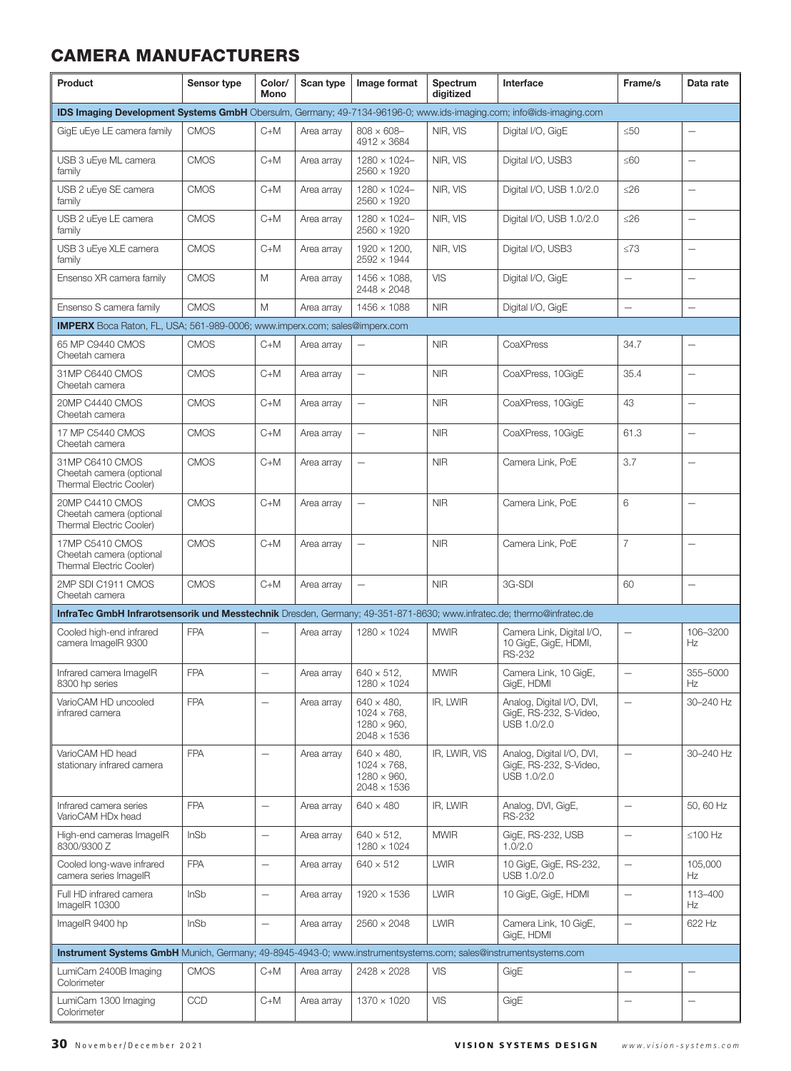# CAMERA MANUFACTURERS

| Product | Sensor type | Color/ Mono | Scan type | Image format | Spectrum digitized | Interface | Frame/s | Data rate |
|---|---|---|---|---|---|---|---|---|
| **IDS Imaging Development Systems GmbH** Obersulm, Germany; 49-7134-96196-0; www.ids-imaging.com; info@ids-imaging.com | | | | | | | | |
| GigE uEye LE camera family | CMOS | C+M | Area array | 808 × 608–4912 × 3684 | NIR, VIS | Digital I/O, GigE | ≤50 | — |
| USB 3 uEye ML camera family | CMOS | C+M | Area array | 1280 × 1024–2560 × 1920 | NIR, VIS | Digital I/O, USB3 | ≤60 | — |
| USB 2 uEye SE camera family | CMOS | C+M | Area array | 1280 × 1024–2560 × 1920 | NIR, VIS | Digital I/O, USB 1.0/2.0 | ≤26 | — |
| USB 2 uEye LE camera family | CMOS | C+M | Area array | 1280 × 1024–2560 × 1920 | NIR, VIS | Digital I/O, USB 1.0/2.0 | ≤26 | — |
| USB 3 uEye XLE camera family | CMOS | C+M | Area array | 1920 × 1200, 2592 × 1944 | NIR, VIS | Digital I/O, USB3 | ≤73 | — |
| Ensenso XR camera family | CMOS | M | Area array | 1456 × 1088, 2448 × 2048 | VIS | Digital I/O, GigE | — | — |
| Ensenso S camera family | CMOS | M | Area array | 1456 × 1088 | NIR | Digital I/O, GigE | — | — |
| **IMPERX** Boca Raton, FL, USA; 561-989-0006; www.imperx.com; sales@imperx.com | | | | | | | | |
| 65 MP C9440 CMOS Cheetah camera | CMOS | C+M | Area array | — | NIR | CoaXPress | 34.7 | — |
| 31MP C6440 CMOS Cheetah camera | CMOS | C+M | Area array | — | NIR | CoaXPress, 10GigE | 35.4 | — |
| 20MP C4440 CMOS Cheetah camera | CMOS | C+M | Area array | — | NIR | CoaXPress, 10GigE | 43 | — |
| 17 MP C5440 CMOS Cheetah camera | CMOS | C+M | Area array | — | NIR | CoaXPress, 10GigE | 61.3 | — |
| 31MP C6410 CMOS Cheetah camera (optional Thermal Electric Cooler) | CMOS | C+M | Area array | — | NIR | Camera Link, PoE | 3.7 | — |
| 20MP C4410 CMOS Cheetah camera (optional Thermal Electric Cooler) | CMOS | C+M | Area array | — | NIR | Camera Link, PoE | 6 | — |
| 17MP C5410 CMOS Cheetah camera (optional Thermal Electric Cooler) | CMOS | C+M | Area array | — | NIR | Camera Link, PoE | 7 | — |
| 2MP SDI C1911 CMOS Cheetah camera | CMOS | C+M | Area array | — | NIR | 3G-SDI | 60 | — |
| **InfraTec GmbH Infrarotsensorik und Messtechnik** Dresden, Germany; 49-351-871-8630; www.infratec.de; thermo@infratec.de | | | | | | | | |
| Cooled high-end infrared camera ImageIR 9300 | FPA | — | Area array | 1280 × 1024 | MWIR | Camera Link, Digital I/O, 10 GigE, GigE, HDMI, RS-232 | — | 106–3200 Hz |
| Infrared camera ImageIR 8300 hp series | FPA | — | Area array | 640 × 512, 1280 × 1024 | MWIR | Camera Link, 10 GigE, GigE, HDMI | — | 355–5000 Hz |
| VarioCAM HD uncooled infrared camera | FPA | — | Area array | 640 × 480, 1024 × 768, 1280 × 960, 2048 × 1536 | IR, LWIR | Analog, Digital I/O, DVI, GigE, RS-232, S-Video, USB 1.0/2.0 | — | 30–240 Hz |
| VarioCAM HD head stationary infrared camera | FPA | — | Area array | 640 × 480, 1024 × 768, 1280 × 960, 2048 × 1536 | IR, LWIR, VIS | Analog, Digital I/O, DVI, GigE, RS-232, S-Video, USB 1.0/2.0 | — | 30–240 Hz |
| Infrared camera series VarioCAM HDx head | FPA | — | Area array | 640 × 480 | IR, LWIR | Analog, DVI, GigE, RS-232 | — | 50, 60 Hz |
| High-end cameras ImageIR 8300/9300 Z | InSb | — | Area array | 640 × 512, 1280 × 1024 | MWIR | GigE, RS-232, USB 1.0/2.0 | — | ≤100 Hz |
| Cooled long-wave infrared camera series ImageIR | FPA | — | Area array | 640 × 512 | LWIR | 10 GigE, GigE, RS-232, USB 1.0/2.0 | — | 105,000 Hz |
| Full HD infrared camera ImageIR 10300 | InSb | — | Area array | 1920 × 1536 | LWIR | 10 GigE, GigE, HDMI | — | 113–400 Hz |
| ImageIR 9400 hp | InSb | — | Area array | 2560 × 2048 | LWIR | Camera Link, 10 GigE, GigE, HDMI | — | 622 Hz |
| **Instrument Systems GmbH** Munich, Germany; 49-8945-4943-0; www.instrumentsystems.com; sales@instrumentsystems.com | | | | | | | | |
| LumiCam 2400B Imaging Colorimeter | CMOS | C+M | Area array | 2428 × 2028 | VIS | GigE | — | — |
| LumiCam 1300 Imaging Colorimeter | CCD | C+M | Area array | 1370 × 1020 | VIS | GigE | — | — |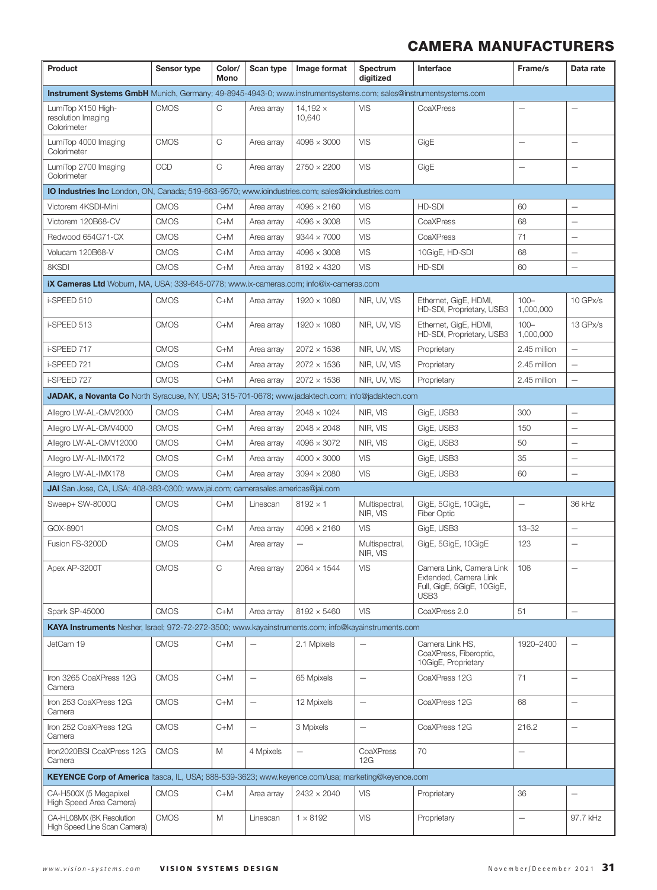| Product | Sensor type | Color/ Mono | Scan type | Image format | Spectrum digitized | Interface | Frame/s | Data rate |
|---|---|---|---|---|---|---|---|---|
| **Instrument Systems GmbH** Munich, Germany; 49-8945-4943-0; www.instrumentsystems.com; sales@instrumentsystems.com | | | | | | | | |
| LumiTop X150 High-resolution Imaging Colorimeter | CMOS | C | Area array | 14,192 × 10,640 | VIS | CoaXPress | — | — |
| LumiTop 4000 Imaging Colorimeter | CMOS | C | Area array | 4096 × 3000 | VIS | GigE | — | — |
| LumiTop 2700 Imaging Colorimeter | CCD | C | Area array | 2750 × 2200 | VIS | GigE | — | — |
| **IO Industries Inc** London, ON, Canada; 519-663-9570; www.ioindustries.com; sales@ioindustries.com | | | | | | | | |
| Victorem 4KSDI-Mini | CMOS | C+M | Area array | 4096 × 2160 | VIS | HD-SDI | 60 | — |
| Victorem 120B68-CV | CMOS | C+M | Area array | 4096 × 3008 | VIS | CoaXPress | 68 | — |
| Redwood 654G71-CX | CMOS | C+M | Area array | 9344 × 7000 | VIS | CoaXPress | 71 | — |
| Volucam 120B68-V | CMOS | C+M | Area array | 4096 × 3008 | VIS | 10GigE, HD-SDI | 68 | — |
| 8KSDI | CMOS | C+M | Area array | 8192 × 4320 | VIS | HD-SDI | 60 | — |
| **iX Cameras Ltd** Woburn, MA, USA; 339-645-0778; www.ix-cameras.com; info@ix-cameras.com | | | | | | | | |
| i-SPEED 510 | CMOS | C+M | Area array | 1920 × 1080 | NIR, UV, VIS | Ethernet, GigE, HDMI, HD-SDI, Proprietary, USB3 | 100–1,000,000 | 10 GPx/s |
| i-SPEED 513 | CMOS | C+M | Area array | 1920 × 1080 | NIR, UV, VIS | Ethernet, GigE, HDMI, HD-SDI, Proprietary, USB3 | 100–1,000,000 | 13 GPx/s |
| i-SPEED 717 | CMOS | C+M | Area array | 2072 × 1536 | NIR, UV, VIS | Proprietary | 2.45 million | — |
| i-SPEED 721 | CMOS | C+M | Area array | 2072 × 1536 | NIR, UV, VIS | Proprietary | 2.45 million | — |
| i-SPEED 727 | CMOS | C+M | Area array | 2072 × 1536 | NIR, UV, VIS | Proprietary | 2.45 million | — |
| **JADAK, a Novanta Co** North Syracuse, NY, USA; 315-701-0678; www.jadaktech.com; info@jadaktech.com | | | | | | | | |
| Allegro LW-AL-CMV2000 | CMOS | C+M | Area array | 2048 × 1024 | NIR, VIS | GigE, USB3 | 300 | — |
| Allegro LW-AL-CMV4000 | CMOS | C+M | Area array | 2048 × 2048 | NIR, VIS | GigE, USB3 | 150 | — |
| Allegro LW-AL-CMV12000 | CMOS | C+M | Area array | 4096 × 3072 | NIR, VIS | GigE, USB3 | 50 | — |
| Allegro LW-AL-IMX172 | CMOS | C+M | Area array | 4000 × 3000 | VIS | GigE, USB3 | 35 | — |
| Allegro LW-AL-IMX178 | CMOS | C+M | Area array | 3094 × 2080 | VIS | GigE, USB3 | 60 | — |
| **JAI** San Jose, CA, USA; 408-383-0300; www.jai.com; camerasales.americas@jai.com | | | | | | | | |
| Sweep+ SW-8000Q | CMOS | C+M | Linescan | 8192 × 1 | Multispectral, NIR, VIS | GigE, 5GigE, 10GigE, Fiber Optic | — | 36 kHz |
| GOX-8901 | CMOS | C+M | Area array | 4096 × 2160 | VIS | GigE, USB3 | 13–32 | — |
| Fusion FS-3200D | CMOS | C+M | Area array | — | Multispectral, NIR, VIS | GigE, 5GigE, 10GigE | 123 | — |
| Apex AP-3200T | CMOS | C | Area array | 2064 × 1544 | VIS | Camera Link, Camera Link Extended, Camera Link Full, GigE, 5GigE, 10GigE, USB3 | 106 | — |
| Spark SP-45000 | CMOS | C+M | Area array | 8192 × 5460 | VIS | CoaXPress 2.0 | 51 | — |
| **KAYA Instruments** Nesher, Israel; 972-72-272-3500; www.kayainstruments.com; info@kayainstruments.com | | | | | | | | |
| JetCam 19 | CMOS | C+M | — | 2.1 Mpixels | — | Camera Link HS, CoaXPress, Fiberoptic, 10GigE, Proprietary | 1920–2400 | — |
| Iron 3265 CoaXPress 12G Camera | CMOS | C+M | — | 65 Mpixels | — | CoaXPress 12G | 71 | — |
| Iron 253 CoaXPress 12G Camera | CMOS | C+M | — | 12 Mpixels | — | CoaXPress 12G | 68 | — |
| Iron 252 CoaXPress 12G Camera | CMOS | C+M | — | 3 Mpixels | — | CoaXPress 12G | 216.2 | — |
| Iron2020BSI CoaXPress 12G Camera | CMOS | M | 4 Mpixels | — | CoaXPress 12G | 70 | — | |
| **KEYENCE Corp of America** Itasca, IL, USA; 888-539-3623; www.keyence.com/usa; marketing@keyence.com | | | | | | | | |
| CA-H500X (5 Megapixel High Speed Area Camera) | CMOS | C+M | Area array | 2432 × 2040 | VIS | Proprietary | 36 | — |
| CA-HL08MX (8K Resolution High Speed Line Scan Camera) | CMOS | M | Linescan | 1 × 8192 | VIS | Proprietary | — | 97.7 kHz |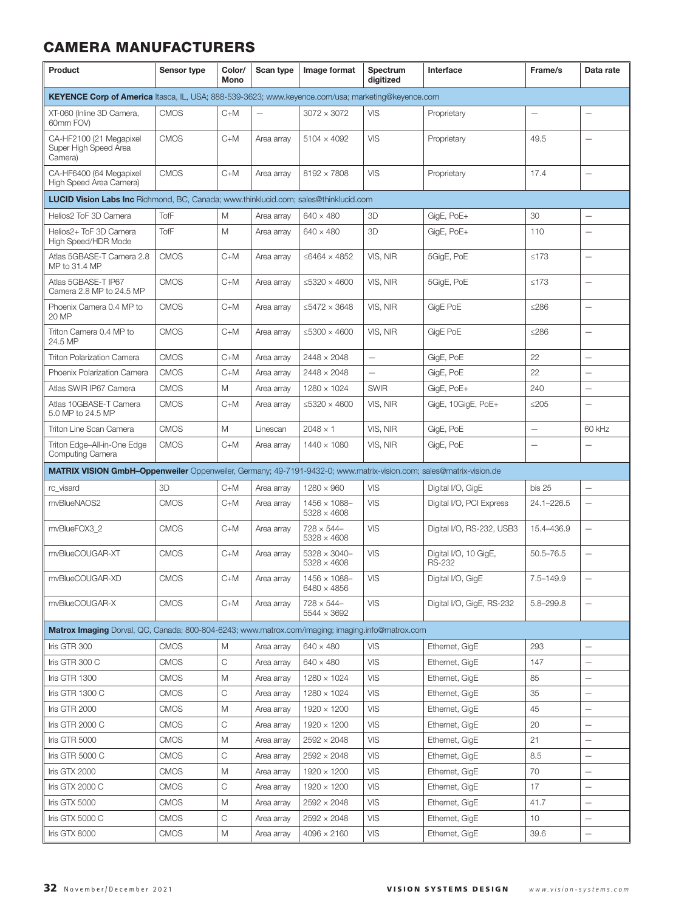# CAMERA MANUFACTURERS

| Product | Sensor type | Color/ Mono | Scan type | Image format | Spectrum digitized | Interface | Frame/s | Data rate |
|---|---|---|---|---|---|---|---|---|
| **KEYENCE Corp of America** Itasca, IL, USA; 888-539-3623; www.keyence.com/usa; marketing@keyence.com | | | | | | | | |
| XT-060 (Inline 3D Camera, 60mm FOV) | CMOS | C+M | — | 3072 × 3072 | VIS | Proprietary | — | — |
| CA-HF2100 (21 Megapixel Super High Speed Area Camera) | CMOS | C+M | Area array | 5104 × 4092 | VIS | Proprietary | 49.5 | — |
| CA-HF6400 (64 Megapixel High Speed Area Camera) | CMOS | C+M | Area array | 8192 × 7808 | VIS | Proprietary | 17.4 | — |
| **LUCID Vision Labs Inc** Richmond, BC, Canada; www.thinklucid.com; sales@thinklucid.com | | | | | | | | |
| Helios2 ToF 3D Camera | TofF | M | Area array | 640 × 480 | 3D | GigE, PoE+ | 30 | — |
| Helios2+ ToF 3D Camera High Speed/HDR Mode | TofF | M | Area array | 640 × 480 | 3D | GigE, PoE+ | 110 | — |
| Atlas 5GBASE-T Camera 2.8 MP to 31.4 MP | CMOS | C+M | Area array | ≤6464 × 4852 | VIS, NIR | 5GigE, PoE | ≤173 | — |
| Atlas 5GBASE-T IP67 Camera 2.8 MP to 24.5 MP | CMOS | C+M | Area array | ≤5320 × 4600 | VIS, NIR | 5GigE, PoE | ≤173 | — |
| Phoenix Camera 0.4 MP to 20 MP | CMOS | C+M | Area array | ≤5472 × 3648 | VIS, NIR | GigE PoE | ≤286 | — |
| Triton Camera 0.4 MP to 24.5 MP | CMOS | C+M | Area array | ≤5300 × 4600 | VIS, NIR | GigE PoE | ≤286 | — |
| Triton Polarization Camera | CMOS | C+M | Area array | 2448 × 2048 | — | GigE, PoE | 22 | — |
| Phoenix Polarization Camera | CMOS | C+M | Area array | 2448 × 2048 | — | GigE, PoE | 22 | — |
| Atlas SWIR IP67 Camera | CMOS | M | Area array | 1280 × 1024 | SWIR | GigE, PoE+ | 240 | — |
| Atlas 10GBASE-T Camera 5.0 MP to 24.5 MP | CMOS | C+M | Area array | ≤5320 × 4600 | VIS, NIR | GigE, 10GigE, PoE+ | ≤205 | — |
| Triton Line Scan Camera | CMOS | M | Linescan | 2048 × 1 | VIS, NIR | GigE, PoE | — | 60 kHz |
| Triton Edge–All-in-One Edge Computing Camera | CMOS | C+M | Area array | 1440 × 1080 | VIS, NIR | GigE, PoE | — | — |
| **MATRIX VISION GmbH–Oppenweiler** Oppenweiler, Germany; 49-7191-9432-0; www.matrix-vision.com; sales@matrix-vision.de | | | | | | | | |
| rc_visard | 3D | C+M | Area array | 1280 × 960 | VIS | Digital I/O, GigE | bis 25 | — |
| mvBlueNAOS2 | CMOS | C+M | Area array | 1456 × 1088–5328 × 4608 | VIS | Digital I/O, PCI Express | 24.1–226.5 | — |
| mvBlueFOX3_2 | CMOS | C+M | Area array | 728 × 544–5328 × 4608 | VIS | Digital I/O, RS-232, USB3 | 15.4–436.9 | — |
| mvBlueCOUGAR-XT | CMOS | C+M | Area array | 5328 × 3040–5328 × 4608 | VIS | Digital I/O, 10 GigE, RS-232 | 50.5–76.5 | — |
| mvBlueCOUGAR-XD | CMOS | C+M | Area array | 1456 × 1088–6480 × 4856 | VIS | Digital I/O, GigE | 7.5–149.9 | — |
| mvBlueCOUGAR-X | CMOS | C+M | Area array | 728 × 544–5544 × 3692 | VIS | Digital I/O, GigE, RS-232 | 5.8–299.8 | — |
| **Matrox Imaging** Dorval, QC, Canada; 800-804-6243; www.matrox.com/imaging; imaging.info@matrox.com | | | | | | | | |
| Iris GTR 300 | CMOS | M | Area array | 640 × 480 | VIS | Ethernet, GigE | 293 | — |
| Iris GTR 300 C | CMOS | C | Area array | 640 × 480 | VIS | Ethernet, GigE | 147 | — |
| Iris GTR 1300 | CMOS | M | Area array | 1280 × 1024 | VIS | Ethernet, GigE | 85 | — |
| Iris GTR 1300 C | CMOS | C | Area array | 1280 × 1024 | VIS | Ethernet, GigE | 35 | — |
| Iris GTR 2000 | CMOS | M | Area array | 1920 × 1200 | VIS | Ethernet, GigE | 45 | — |
| Iris GTR 2000 C | CMOS | C | Area array | 1920 × 1200 | VIS | Ethernet, GigE | 20 | — |
| Iris GTR 5000 | CMOS | M | Area array | 2592 × 2048 | VIS | Ethernet, GigE | 21 | — |
| Iris GTR 5000 C | CMOS | C | Area array | 2592 × 2048 | VIS | Ethernet, GigE | 8.5 | — |
| Iris GTX 2000 | CMOS | M | Area array | 1920 × 1200 | VIS | Ethernet, GigE | 70 | — |
| Iris GTX 2000 C | CMOS | C | Area array | 1920 × 1200 | VIS | Ethernet, GigE | 17 | — |
| Iris GTX 5000 | CMOS | M | Area array | 2592 × 2048 | VIS | Ethernet, GigE | 41.7 | — |
| Iris GTX 5000 C | CMOS | C | Area array | 2592 × 2048 | VIS | Ethernet, GigE | 10 | — |
| Iris GTX 8000 | CMOS | M | Area array | 4096 × 2160 | VIS | Ethernet, GigE | 39.6 | — |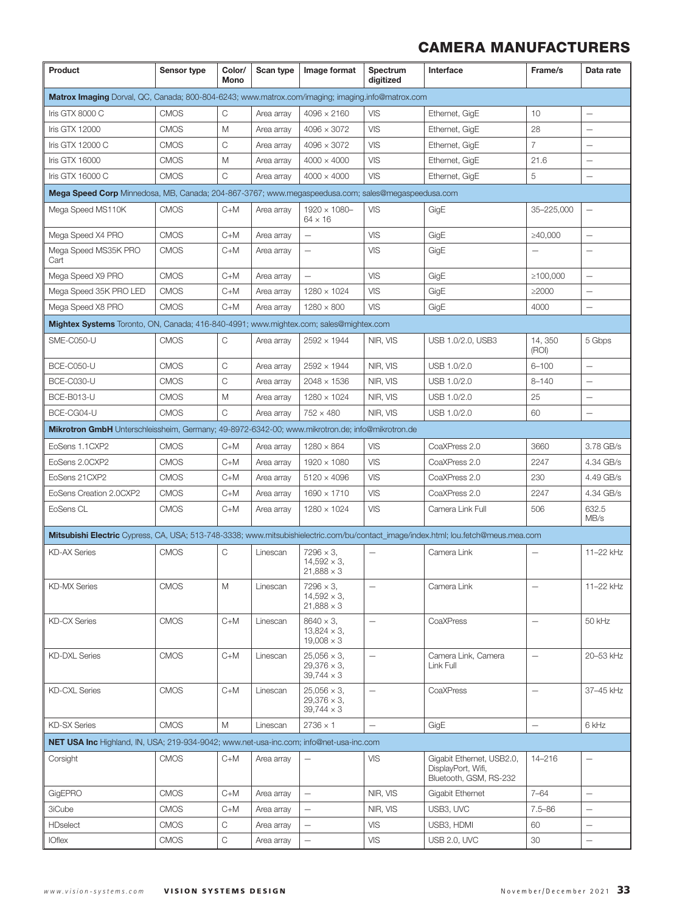# CAMERA MANUFACTURERS

| Product | Sensor type | Color/ Mono | Scan type | Image format | Spectrum digitized | Interface | Frame/s | Data rate |
|---|---|---|---|---|---|---|---|---|
| **Matrox Imaging** Dorval, QC, Canada; 800-804-6243; www.matrox.com/imaging; imaging.info@matrox.com | | | | | | | | |
| Iris GTX 8000 C | CMOS | C | Area array | 4096 × 2160 | VIS | Ethernet, GigE | 10 | — |
| Iris GTX 12000 | CMOS | M | Area array | 4096 × 3072 | VIS | Ethernet, GigE | 28 | — |
| Iris GTX 12000 C | CMOS | C | Area array | 4096 × 3072 | VIS | Ethernet, GigE | 7 | — |
| Iris GTX 16000 | CMOS | M | Area array | 4000 × 4000 | VIS | Ethernet, GigE | 21.6 | — |
| Iris GTX 16000 C | CMOS | C | Area array | 4000 × 4000 | VIS | Ethernet, GigE | 5 | — |
| **Mega Speed Corp** Minnedosa, MB, Canada; 204-867-3767; www.megaspeedusa.com; sales@megaspeedusa.com | | | | | | | | |
| Mega Speed MS110K | CMOS | C+M | Area array | 1920 × 1080–64 × 16 | VIS | GigE | 35–225,000 | — |
| Mega Speed X4 PRO | CMOS | C+M | Area array | — | VIS | GigE | ≥40,000 | — |
| Mega Speed MS35K PRO Cart | CMOS | C+M | Area array | — | VIS | GigE | — | — |
| Mega Speed X9 PRO | CMOS | C+M | Area array | — | VIS | GigE | ≥100,000 | — |
| Mega Speed 35K PRO LED | CMOS | C+M | Area array | 1280 × 1024 | VIS | GigE | ≥2000 | — |
| Mega Speed X8 PRO | CMOS | C+M | Area array | 1280 × 800 | VIS | GigE | 4000 | — |
| **Mightex Systems** Toronto, ON, Canada; 416-840-4991; www.mightex.com; sales@mightex.com | | | | | | | | |
| SME-C050-U | CMOS | C | Area array | 2592 × 1944 | NIR, VIS | USB 1.0/2.0, USB3 | 14, 350 (ROI) | 5 Gbps |
| BCE-C050-U | CMOS | C | Area array | 2592 × 1944 | NIR, VIS | USB 1.0/2.0 | 6–100 | — |
| BCE-C030-U | CMOS | C | Area array | 2048 × 1536 | NIR, VIS | USB 1.0/2.0 | 8–140 | — |
| BCE-B013-U | CMOS | M | Area array | 1280 × 1024 | NIR, VIS | USB 1.0/2.0 | 25 | — |
| BCE-CG04-U | CMOS | C | Area array | 752 × 480 | NIR, VIS | USB 1.0/2.0 | 60 | — |
| **Mikrotron GmbH** Unterschleissheim, Germany; 49-8972-6342-00; www.mikrotron.de; info@mikrotron.de | | | | | | | | |
| EoSens 1.1CXP2 | CMOS | C+M | Area array | 1280 × 864 | VIS | CoaXPress 2.0 | 3660 | 3.78 GB/s |
| EoSens 2.0CXP2 | CMOS | C+M | Area array | 1920 × 1080 | VIS | CoaXPress 2.0 | 2247 | 4.34 GB/s |
| EoSens 21CXP2 | CMOS | C+M | Area array | 5120 × 4096 | VIS | CoaXPress 2.0 | 230 | 4.49 GB/s |
| EoSens Creation 2.0CXP2 | CMOS | C+M | Area array | 1690 × 1710 | VIS | CoaXPress 2.0 | 2247 | 4.34 GB/s |
| EoSens CL | CMOS | C+M | Area array | 1280 × 1024 | VIS | Camera Link Full | 506 | 632.5 MB/s |
| **Mitsubishi Electric** Cypress, CA, USA; 513-748-3338; www.mitsubishielectric.com/bu/contact_image/index.html; lou.fetch@meus.mea.com | | | | | | | | |
| KD-AX Series | CMOS | C | Linescan | 7296 × 3, 14,592 × 3, 21,888 × 3 | — | Camera Link | — | 11–22 kHz |
| KD-MX Series | CMOS | M | Linescan | 7296 × 3, 14,592 × 3, 21,888 × 3 | — | Camera Link | — | 11–22 kHz |
| KD-CX Series | CMOS | C+M | Linescan | 8640 × 3, 13,824 × 3, 19,008 × 3 | — | CoaXPress | — | 50 kHz |
| KD-DXL Series | CMOS | C+M | Linescan | 25,056 × 3, 29,376 × 3, 39,744 × 3 | — | Camera Link, Camera Link Full | — | 20–53 kHz |
| KD-CXL Series | CMOS | C+M | Linescan | 25,056 × 3, 29,376 × 3, 39,744 × 3 | — | CoaXPress | — | 37–45 kHz |
| KD-SX Series | CMOS | M | Linescan | 2736 × 1 | — | GigE | — | 6 kHz |
| **NET USA Inc** Highland, IN, USA; 219-934-9042; www.net-usa-inc.com; info@net-usa-inc.com | | | | | | | | |
| Corsight | CMOS | C+M | Area array | — | VIS | Gigabit Ethernet, USB2.0, DisplayPort, Wifi, Bluetooth, GSM, RS-232 | 14–216 | — |
| GigEPRO | CMOS | C+M | Area array | — | NIR, VIS | Gigabit Ethernet | 7–64 | — |
| 3iCube | CMOS | C+M | Area array | — | NIR, VIS | USB3, UVC | 7.5–86 | — |
| HDselect | CMOS | C | Area array | — | VIS | USB3, HDMI | 60 | — |
| IOflex | CMOS | C | Area array | — | VIS | USB 2.0, UVC | 30 | — |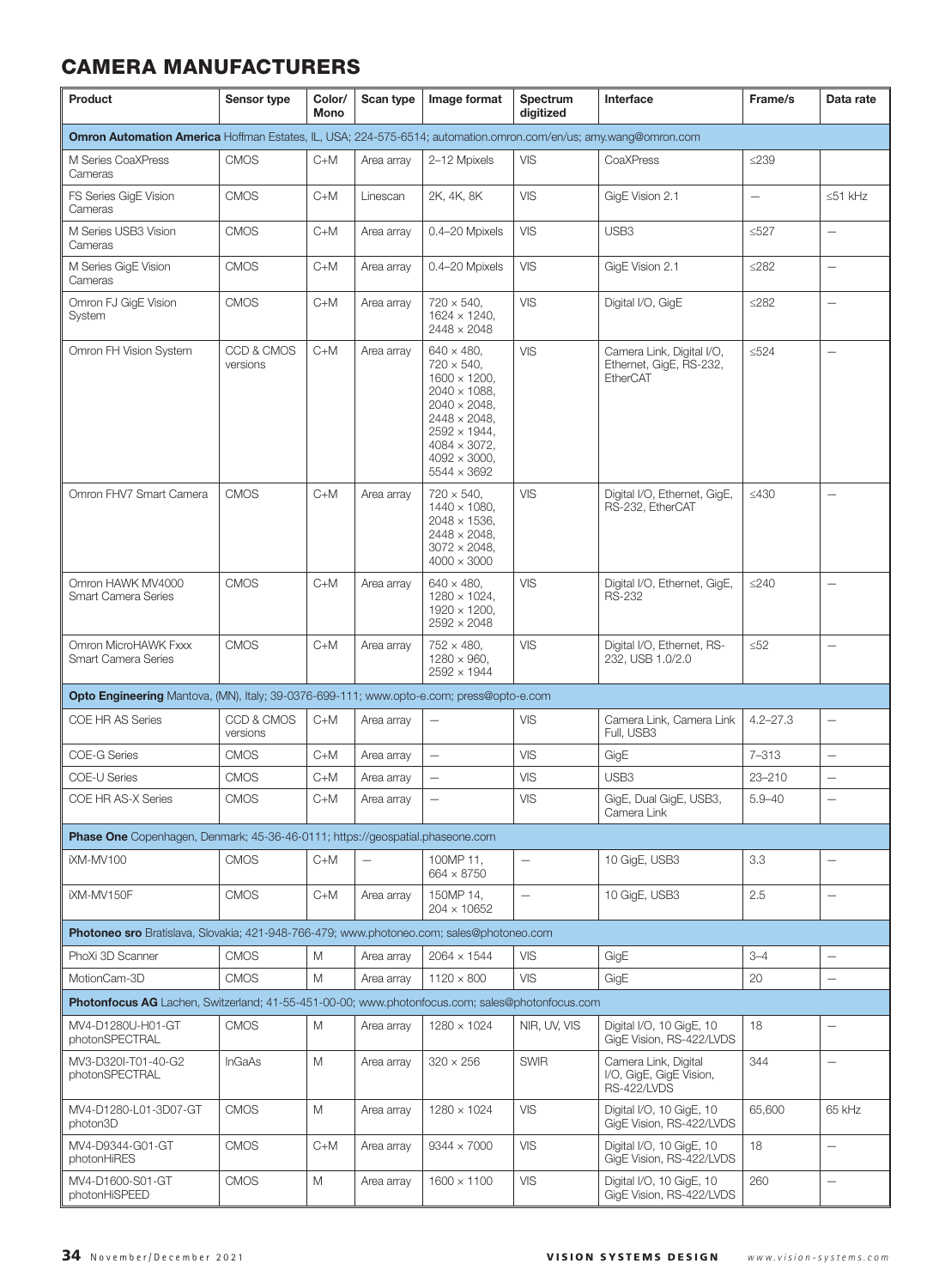# CAMERA MANUFACTURERS

| Product | Sensor type | Color/ Mono | Scan type | Image format | Spectrum digitized | Interface | Frame/s | Data rate |
|---|---|---|---|---|---|---|---|---|
| **Omron Automation America** Hoffman Estates, IL, USA; 224-575-6514; automation.omron.com/en/us; amy.wang@omron.com | | | | | | | | |
| M Series CoaXPress Cameras | CMOS | C+M | Area array | 2–12 Mpixels | VIS | CoaXPress | ≤239 | |
| FS Series GigE Vision Cameras | CMOS | C+M | Linescan | 2K, 4K, 8K | VIS | GigE Vision 2.1 | — | ≤51 kHz |
| M Series USB3 Vision Cameras | CMOS | C+M | Area array | 0.4–20 Mpixels | VIS | USB3 | ≤527 | — |
| M Series GigE Vision Cameras | CMOS | C+M | Area array | 0.4–20 Mpixels | VIS | GigE Vision 2.1 | ≤282 | — |
| Omron FJ GigE Vision System | CMOS | C+M | Area array | 720 × 540, 1624 × 1240, 2448 × 2048 | VIS | Digital I/O, GigE | ≤282 | — |
| Omron FH Vision System | CCD & CMOS versions | C+M | Area array | 640 × 480, 720 × 540, 1600 × 1200, 2040 × 1088, 2040 × 2048, 2448 × 2048, 2592 × 1944, 4084 × 3072, 4092 × 3000, 5544 × 3692 | VIS | Camera Link, Digital I/O, Ethernet, GigE, RS-232, EtherCAT | ≤524 | — |
| Omron FHV7 Smart Camera | CMOS | C+M | Area array | 720 × 540, 1440 × 1080, 2048 × 1536, 2448 × 2048, 3072 × 2048, 4000 × 3000 | VIS | Digital I/O, Ethernet, GigE, RS-232, EtherCAT | ≤430 | — |
| Omron HAWK MV4000 Smart Camera Series | CMOS | C+M | Area array | 640 × 480, 1280 × 1024, 1920 × 1200, 2592 × 2048 | VIS | Digital I/O, Ethernet, GigE, RS-232 | ≤240 | — |
| Omron MicroHAWK Fxxx Smart Camera Series | CMOS | C+M | Area array | 752 × 480, 1280 × 960, 2592 × 1944 | VIS | Digital I/O, Ethernet, RS-232, USB 1.0/2.0 | ≤52 | — |
| **Opto Engineering** Mantova, (MN), Italy; 39-0376-699-111; www.opto-e.com; press@opto-e.com | | | | | | | | |
| COE HR AS Series | CCD & CMOS versions | C+M | Area array | — | VIS | Camera Link, Camera Link Full, USB3 | 4.2–27.3 | — |
| COE-G Series | CMOS | C+M | Area array | — | VIS | GigE | 7–313 | — |
| COE-U Series | CMOS | C+M | Area array | — | VIS | USB3 | 23–210 | — |
| COE HR AS-X Series | CMOS | C+M | Area array | — | VIS | GigE, Dual GigE, USB3, Camera Link | 5.9–40 | — |
| **Phase One** Copenhagen, Denmark; 45-36-46-0111; https://geospatial.phaseone.com | | | | | | | | |
| iXM-MV100 | CMOS | C+M | — | 100MP 11, 664 × 8750 | — | 10 GigE, USB3 | 3.3 | — |
| iXM-MV150F | CMOS | C+M | Area array | 150MP 14, 204 × 10652 | — | 10 GigE, USB3 | 2.5 | — |
| **Photoneo sro** Bratislava, Slovakia; 421-948-766-479; www.photoneo.com; sales@photoneo.com | | | | | | | | |
| PhoXi 3D Scanner | CMOS | M | Area array | 2064 × 1544 | VIS | GigE | 3–4 | — |
| MotionCam-3D | CMOS | M | Area array | 1120 × 800 | VIS | GigE | 20 | — |
| **Photonfocus AG** Lachen, Switzerland; 41-55-451-00-00; www.photonfocus.com; sales@photonfocus.com | | | | | | | | |
| MV4-D1280U-H01-GT photonSPECTRAL | CMOS | M | Area array | 1280 × 1024 | NIR, UV, VIS | Digital I/O, 10 GigE, 10 GigE Vision, RS-422/LVDS | 18 | — |
| MV3-D320I-T01-40-G2 photonSPECTRAL | InGaAs | M | Area array | 320 × 256 | SWIR | Camera Link, Digital I/O, GigE, GigE Vision, RS-422/LVDS | 344 | — |
| MV4-D1280-L01-3D07-GT photon3D | CMOS | M | Area array | 1280 × 1024 | VIS | Digital I/O, 10 GigE, 10 GigE Vision, RS-422/LVDS | 65,600 | 65 kHz |
| MV4-D9344-G01-GT photonHiRES | CMOS | C+M | Area array | 9344 × 7000 | VIS | Digital I/O, 10 GigE, 10 GigE Vision, RS-422/LVDS | 18 | — |
| MV4-D1600-S01-GT photonHiSPEED | CMOS | M | Area array | 1600 × 1100 | VIS | Digital I/O, 10 GigE, 10 GigE Vision, RS-422/LVDS | 260 | — |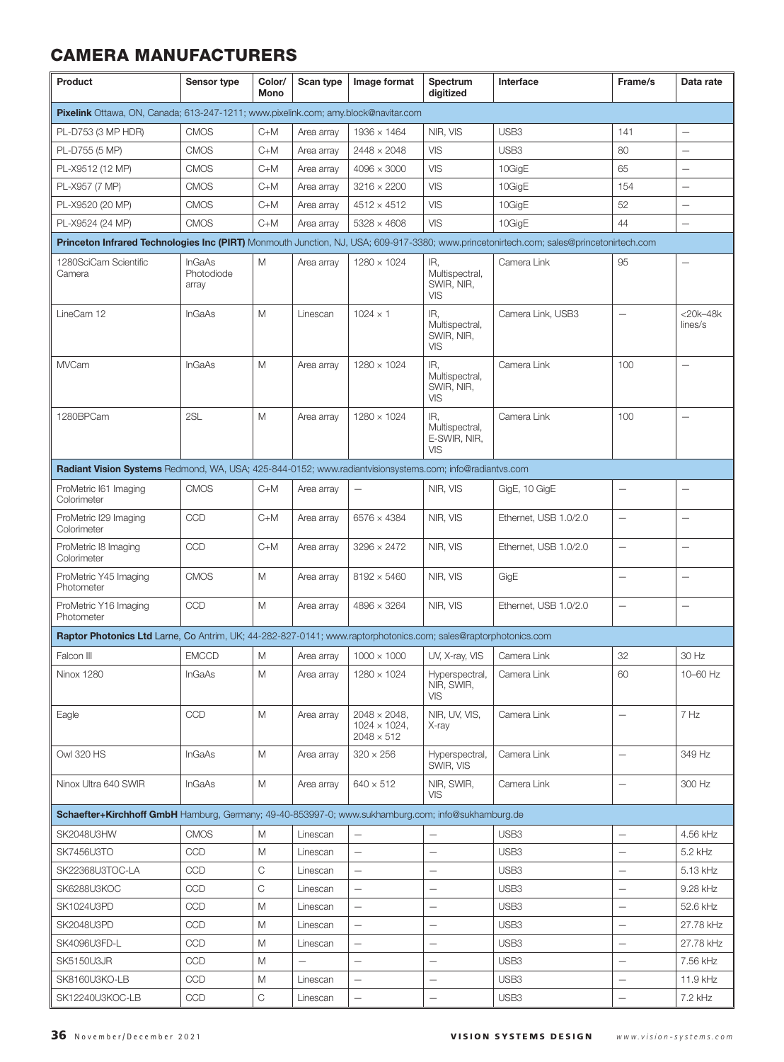# CAMERA MANUFACTURERS

| Product | Sensor type | Color/ Mono | Scan type | Image format | Spectrum digitized | Interface | Frame/s | Data rate |
|---|---|---|---|---|---|---|---|---|
| **Pixelink** Ottawa, ON, Canada; 613-247-1211; www.pixelink.com; amy.block@navitar.com | | | | | | | | |
| PL-D753 (3 MP HDR) | CMOS | C+M | Area array | 1936 × 1464 | NIR, VIS | USB3 | 141 | — |
| PL-D755 (5 MP) | CMOS | C+M | Area array | 2448 × 2048 | VIS | USB3 | 80 | — |
| PL-X9512 (12 MP) | CMOS | C+M | Area array | 4096 × 3000 | VIS | 10GigE | 65 | — |
| PL-X957 (7 MP) | CMOS | C+M | Area array | 3216 × 2200 | VIS | 10GigE | 154 | — |
| PL-X9520 (20 MP) | CMOS | C+M | Area array | 4512 × 4512 | VIS | 10GigE | 52 | — |
| PL-X9524 (24 MP) | CMOS | C+M | Area array | 5328 × 4608 | VIS | 10GigE | 44 | — |
| **Princeton Infrared Technologies Inc (PIRT)** Monmouth Junction, NJ, USA; 609-917-3380; www.princetonirtech.com; sales@princetonirtech.com | | | | | | | | |
| 1280SciCam Scientific Camera | InGaAs Photodiode array | M | Area array | 1280 × 1024 | IR, Multispectral, SWIR, NIR, VIS | Camera Link | 95 | — |
| LineCam 12 | InGaAs | M | Linescan | 1024 × 1 | IR, Multispectral, SWIR, NIR, VIS | Camera Link, USB3 | — | <20k–48k lines/s |
| MVCam | InGaAs | M | Area array | 1280 × 1024 | IR, Multispectral, SWIR, NIR, VIS | Camera Link | 100 | — |
| 1280BPCam | 2SL | M | Area array | 1280 × 1024 | IR, Multispectral, E-SWIR, NIR, VIS | Camera Link | 100 | — |
| **Radiant Vision Systems** Redmond, WA, USA; 425-844-0152; www.radiantvisionsystems.com; info@radiantvs.com | | | | | | | | |
| ProMetric I61 Imaging Colorimeter | CMOS | C+M | Area array | — | NIR, VIS | GigE, 10 GigE | — | — |
| ProMetric I29 Imaging Colorimeter | CCD | C+M | Area array | 6576 × 4384 | NIR, VIS | Ethernet, USB 1.0/2.0 | — | — |
| ProMetric I8 Imaging Colorimeter | CCD | C+M | Area array | 3296 × 2472 | NIR, VIS | Ethernet, USB 1.0/2.0 | — | — |
| ProMetric Y45 Imaging Photometer | CMOS | M | Area array | 8192 × 5460 | NIR, VIS | GigE | — | — |
| ProMetric Y16 Imaging Photometer | CCD | M | Area array | 4896 × 3264 | NIR, VIS | Ethernet, USB 1.0/2.0 | — | — |
| **Raptor Photonics Ltd** Larne, Co Antrim, UK; 44-282-827-0141; www.raptorphotonics.com; sales@raptorphotonics.com | | | | | | | | |
| Falcon III | EMCCD | M | Area array | 1000 × 1000 | UV, X-ray, VIS | Camera Link | 32 | 30 Hz |
| Ninox 1280 | InGaAs | M | Area array | 1280 × 1024 | Hyperspectral, NIR, SWIR, VIS | Camera Link | 60 | 10–60 Hz |
| Eagle | CCD | M | Area array | 2048 × 2048, 1024 × 1024, 2048 × 512 | NIR, UV, VIS, X-ray | Camera Link | — | 7 Hz |
| Owl 320 HS | InGaAs | M | Area array | 320 × 256 | Hyperspectral, SWIR, VIS | Camera Link | — | 349 Hz |
| Ninox Ultra 640 SWIR | InGaAs | M | Area array | 640 × 512 | NIR, SWIR, VIS | Camera Link | — | 300 Hz |
| **Schaefter+Kirchhoff GmbH** Hamburg, Germany; 49-40-853997-0; www.sukhamburg.com; info@sukhamburg.de | | | | | | | | |
| SK2048U3HW | CMOS | M | Linescan | — | — | USB3 | — | 4.56 kHz |
| SK7456U3TO | CCD | M | Linescan | — | — | USB3 | — | 5.2 kHz |
| SK22368U3TOC-LA | CCD | C | Linescan | — | — | USB3 | — | 5.13 kHz |
| SK6288U3KOC | CCD | C | Linescan | — | — | USB3 | — | 9.28 kHz |
| SK1024U3PD | CCD | M | Linescan | — | — | USB3 | — | 52.6 kHz |
| SK2048U3PD | CCD | M | Linescan | — | — | USB3 | — | 27.78 kHz |
| SK4096U3FD-L | CCD | M | Linescan | — | — | USB3 | — | 27.78 kHz |
| SK5150U3JR | CCD | M | — | — | — | USB3 | — | 7.56 kHz |
| SK8160U3KO-LB | CCD | M | Linescan | — | — | USB3 | — | 11.9 kHz |
| SK12240U3KOC-LB | CCD | C | Linescan | — | — | USB3 | — | 7.2 kHz |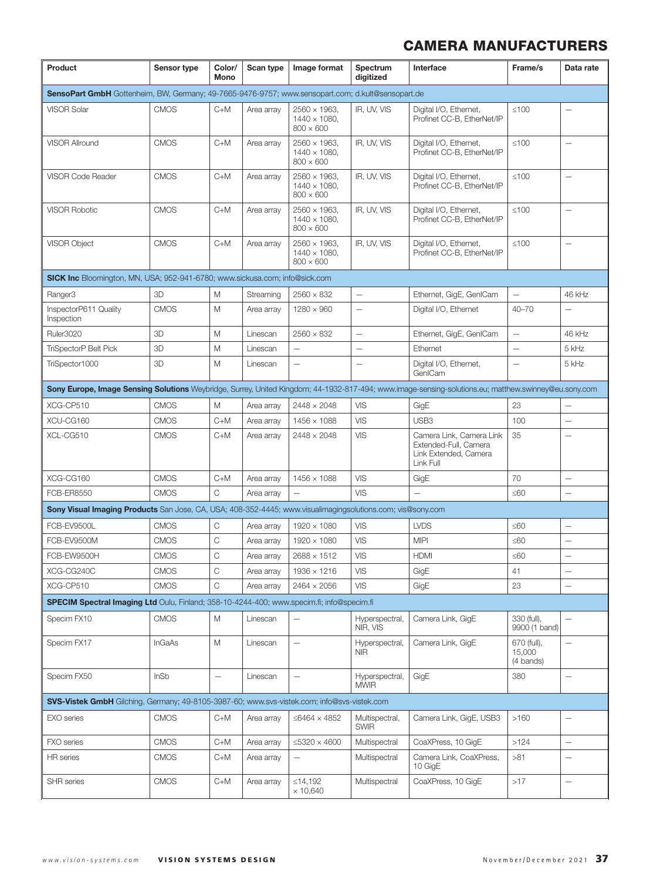## CAMERA MANUFACTURERS

| Product | Sensor type | Color/ Mono | Scan type | Image format | Spectrum digitized | Interface | Frame/s | Data rate |
|---|---|---|---|---|---|---|---|---|
| **SensoPart GmbH** Gottenheim, BW, Germany; 49-7665-9476-9757; www.sensopart.com; d.kult@sensopart.de | | | | | | | | |
| VISOR Solar | CMOS | C+M | Area array | 2560 × 1963, 1440 × 1080, 800 × 600 | IR, UV, VIS | Digital I/O, Ethernet, Profinet CC-B, EtherNet/IP | ≤100 | — |
| VISOR Allround | CMOS | C+M | Area array | 2560 × 1963, 1440 × 1080, 800 × 600 | IR, UV, VIS | Digital I/O, Ethernet, Profinet CC-B, EtherNet/IP | ≤100 | — |
| VISOR Code Reader | CMOS | C+M | Area array | 2560 × 1963, 1440 × 1080, 800 × 600 | IR, UV, VIS | Digital I/O, Ethernet, Profinet CC-B, EtherNet/IP | ≤100 | — |
| VISOR Robotic | CMOS | C+M | Area array | 2560 × 1963, 1440 × 1080, 800 × 600 | IR, UV, VIS | Digital I/O, Ethernet, Profinet CC-B, EtherNet/IP | ≤100 | — |
| VISOR Object | CMOS | C+M | Area array | 2560 × 1963, 1440 × 1080, 800 × 600 | IR, UV, VIS | Digital I/O, Ethernet, Profinet CC-B, EtherNet/IP | ≤100 | — |
| **SICK Inc** Bloomington, MN, USA; 952-941-6780; www.sickusa.com; info@sick.com | | | | | | | | |
| Ranger3 | 3D | M | Streaming | 2560 × 832 | — | Ethernet, GigE, GenICam | — | 46 kHz |
| InspectorP611 Quality Inspection | CMOS | M | Area array | 1280 × 960 | — | Digital I/O, Ethernet | 40–70 | — |
| Ruler3020 | 3D | M | Linescan | 2560 × 832 | — | Ethernet, GigE, GenICam | — | 46 kHz |
| TriSpectorP Belt Pick | 3D | M | Linescan | — | — | Ethernet | — | 5 kHz |
| TriSpector1000 | 3D | M | Linescan | — | — | Digital I/O, Ethernet, GenICam | — | 5 kHz |
| **Sony Europe, Image Sensing Solutions** Weybridge, Surrey, United Kingdom; 44-1932-817-494; www.image-sensing-solutions.eu; matthew.swinney@eu.sony.com | | | | | | | | |
| XCG-CP510 | CMOS | M | Area array | 2448 × 2048 | VIS | GigE | 23 | — |
| XCU-CG160 | CMOS | C+M | Area array | 1456 × 1088 | VIS | USB3 | 100 | — |
| XCL-CG510 | CMOS | C+M | Area array | 2448 × 2048 | VIS | Camera Link, Camera Link Extended-Full, Camera Link Extended, Camera Link Full | 35 | — |
| XCG-CG160 | CMOS | C+M | Area array | 1456 × 1088 | VIS | GigE | 70 | — |
| FCB-ER8550 | CMOS | C | Area array | — | VIS | — | ≤60 | — |
| **Sony Visual Imaging Products** San Jose, CA, USA; 408-352-4445; www.visualimagingsolutions.com; vis@sony.com | | | | | | | | |
| FCB-EV9500L | CMOS | C | Area array | 1920 × 1080 | VIS | LVDS | ≤60 | — |
| FCB-EV9500M | CMOS | C | Area array | 1920 × 1080 | VIS | MIPI | ≤60 | — |
| FCB-EW9500H | CMOS | C | Area array | 2688 × 1512 | VIS | HDMI | ≤60 | — |
| XCG-CG240C | CMOS | C | Area array | 1936 × 1216 | VIS | GigE | 41 | — |
| XCG-CP510 | CMOS | C | Area array | 2464 × 2056 | VIS | GigE | 23 | — |
| **SPECIM Spectral Imaging Ltd** Oulu, Finland; 358-10-4244-400; www.specim.fi; info@specim.fi | | | | | | | | |
| Specim FX10 | CMOS | M | Linescan | — | Hyperspectral, NIR, VIS | Camera Link, GigE | 330 (full), 9900 (1 band) | — |
| Specim FX17 | InGaAs | M | Linescan | — | Hyperspectral, NIR | Camera Link, GigE | 670 (full), 15,000 (4 bands) | — |
| Specim FX50 | InSb | — | Linescan | — | Hyperspectral, MWIR | GigE | 380 | — |
| **SVS-Vistek GmbH** Gilching, Germany; 49-8105-3987-60; www.svs-vistek.com; info@svs-vistek.com | | | | | | | | |
| EXO series | CMOS | C+M | Area array | ≤6464 × 4852 | Multispectral, SWIR | Camera Link, GigE, USB3 | >160 | — |
| FXO series | CMOS | C+M | Area array | ≤5320 × 4600 | Multispectral | CoaXPress, 10 GigE | >124 | — |
| HR series | CMOS | C+M | Area array | — | Multispectral | Camera Link, CoaXPress, 10 GigE | >81 | — |
| SHR series | CMOS | C+M | Area array | ≤14,192 × 10,640 | Multispectral | CoaXPress, 10 GigE | >17 | — |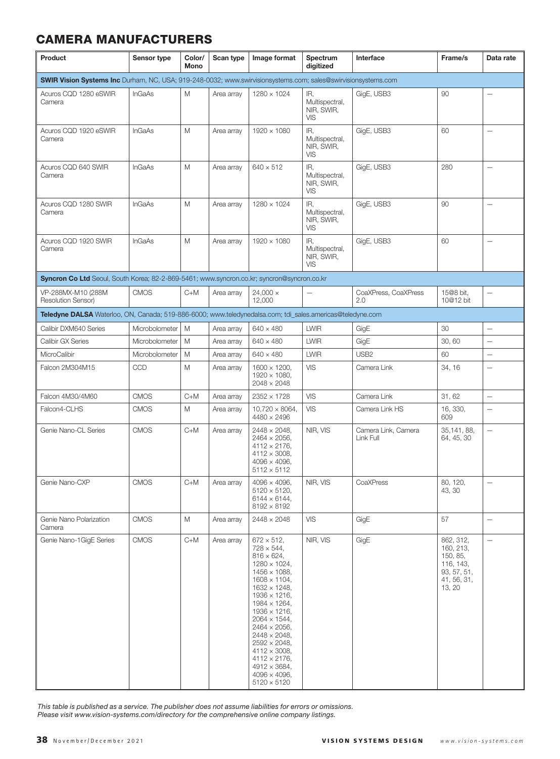## CAMERA MANUFACTURERS

| Product | Sensor type | Color/ Mono | Scan type | Image format | Spectrum digitized | Interface | Frame/s | Data rate |
|---|---|---|---|---|---|---|---|---|
| **SWIR Vision Systems Inc** Durham, NC, USA; 919-248-0032; www.swirvisionsystems.com; sales@swirvisionsystems.com | | | | | | | | |
| Acuros CQD 1280 eSWIR Camera | InGaAs | M | Area array | 1280 × 1024 | IR, Multispectral, NIR, SWIR, VIS | GigE, USB3 | 90 | — |
| Acuros CQD 1920 eSWIR Camera | InGaAs | M | Area array | 1920 × 1080 | IR, Multispectral, NIR, SWIR, VIS | GigE, USB3 | 60 | — |
| Acuros CQD 640 SWIR Camera | InGaAs | M | Area array | 640 × 512 | IR, Multispectral, NIR, SWIR, VIS | GigE, USB3 | 280 | — |
| Acuros CQD 1280 SWIR Camera | InGaAs | M | Area array | 1280 × 1024 | IR, Multispectral, NIR, SWIR, VIS | GigE, USB3 | 90 | — |
| Acuros CQD 1920 SWIR Camera | InGaAs | M | Area array | 1920 × 1080 | IR, Multispectral, NIR, SWIR, VIS | GigE, USB3 | 60 | — |
| **Syncron Co Ltd** Seoul, South Korea; 82-2-869-5461; www.syncron.co.kr; syncron@syncron.co.kr | | | | | | | | |
| VP-288MX-M10 (288M Resolution Sensor) | CMOS | C+M | Area array | 24,000 × 12,000 | — | CoaXPress, CoaXPress 2.0 | 15@8 bit, 10@12 bit | — |
| **Teledyne DALSA** Waterloo, ON, Canada; 519-886-6000; www.teledynedalsa.com; tdi_sales.americas@teledyne.com | | | | | | | | |
| Calibir DXM640 Series | Microbolometer | M | Area array | 640 × 480 | LWIR | GigE | 30 | — |
| Calibir GX Series | Microbolometer | M | Area array | 640 × 480 | LWIR | GigE | 30, 60 | — |
| MicroCalibir | Microbolometer | M | Area array | 640 × 480 | LWIR | USB2 | 60 | — |
| Falcon 2M304M15 | CCD | M | Area array | 1600 × 1200, 1920 × 1080, 2048 × 2048 | VIS | Camera Link | 34, 16 | — |
| Falcon 4M30/4M60 | CMOS | C+M | Area array | 2352 × 1728 | VIS | Camera Link | 31, 62 | — |
| Falcon4-CLHS | CMOS | M | Area array | 10,720 × 8064, 4480 × 2496 | VIS | Camera Link HS | 16, 330, 609 | — |
| Genie Nano-CL Series | CMOS | C+M | Area array | 2448 × 2048, 2464 × 2056, 4112 × 2176, 4112 × 3008, 4096 × 4096, 5112 × 5112 | NIR, VIS | Camera Link, Camera Link Full | 35,141, 88, 64, 45, 30 | — |
| Genie Nano-CXP | CMOS | C+M | Area array | 4096 × 4096, 5120 × 5120, 6144 × 6144, 8192 × 8192 | NIR, VIS | CoaXPress | 80, 120, 43, 30 | — |
| Genie Nano Polarization Camera | CMOS | M | Area array | 2448 × 2048 | VIS | GigE | 57 | — |
| Genie Nano-1GigE Series | CMOS | C+M | Area array | 672 × 512, 728 × 544, 816 × 624, 1280 × 1024, 1456 × 1088, 1608 × 1104, 1632 × 1248, 1936 × 1216, 1984 × 1264, 1936 × 1216, 2064 × 1544, 2464 × 2056, 2448 × 2048, 2592 × 2048, 4112 × 3008, 4112 × 2176, 4912 × 3684, 4096 × 4096, 5120 × 5120 | NIR, VIS | GigE | 862, 312, 160, 213, 150, 85, 116, 143, 93, 57, 51, 41, 56, 31, 13, 20 | — |

*This table is published as a service. The publisher does not assume liabilities for errors or omissions.*
*Please visit www.vision-systems.com/directory for the comprehensive online company listings.*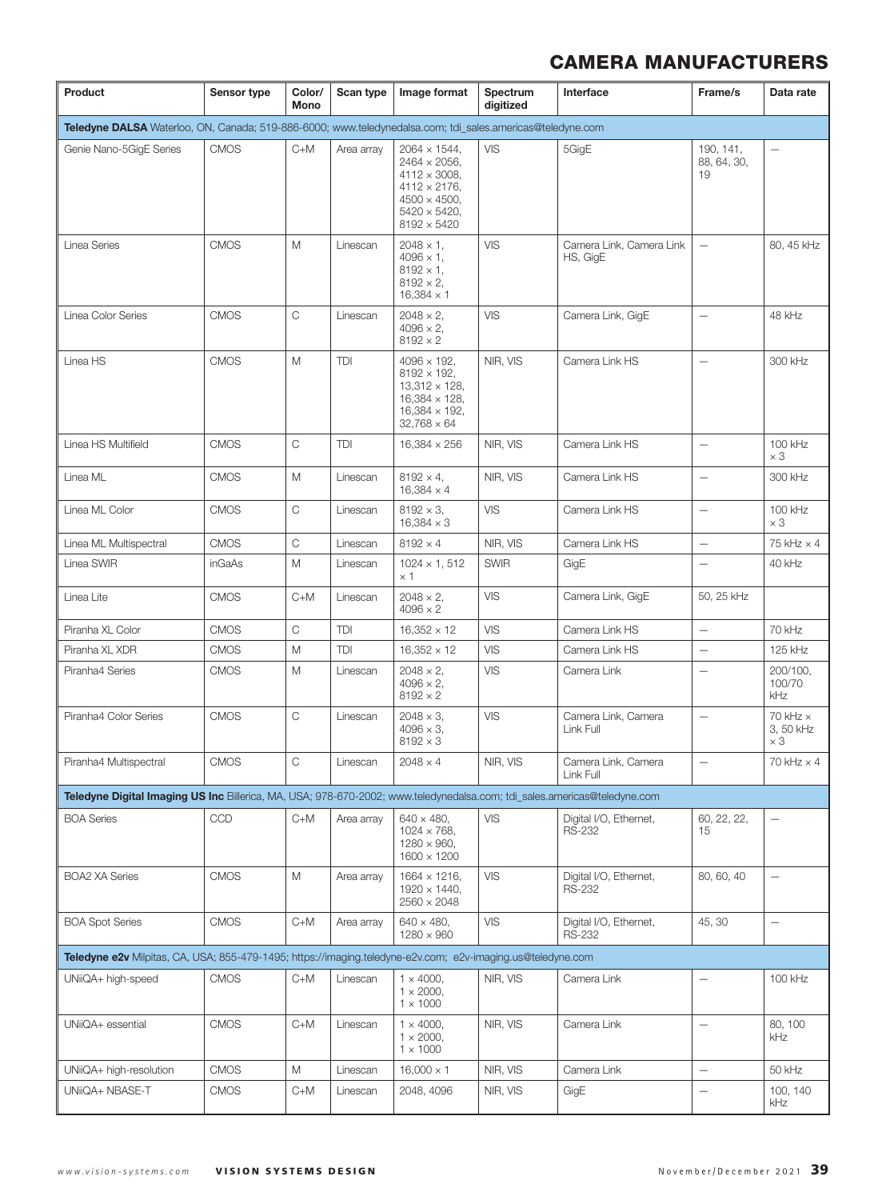# CAMERA MANUFACTURERS

| Product | Sensor type | Color/ Mono | Scan type | Image format | Spectrum digitized | Interface | Frame/s | Data rate |
|---|---|---|---|---|---|---|---|---|
| **Teledyne DALSA** Waterloo, ON, Canada; 519-886-6000; www.teledynedalsa.com; tdi_sales.americas@teledyne.com | | | | | | | | |
| Genie Nano-5GigE Series | CMOS | C+M | Area array | 2064 × 1544, 2464 × 2056, 4112 × 3008, 4112 × 2176, 4500 × 4500, 5420 × 5420, 8192 × 5420 | VIS | 5GigE | 190, 141, 88, 64, 30, 19 | — |
| Linea Series | CMOS | M | Linescan | 2048 × 1, 4096 × 1, 8192 × 1, 8192 × 2, 16,384 × 1 | VIS | Camera Link, Camera Link HS, GigE | — | 80, 45 kHz |
| Linea Color Series | CMOS | C | Linescan | 2048 × 2, 4096 × 2, 8192 × 2 | VIS | Camera Link, GigE | — | 48 kHz |
| Linea HS | CMOS | M | TDI | 4096 × 192, 8192 × 192, 13,312 × 128, 16,384 × 128, 16,384 × 192, 32,768 × 64 | NIR, VIS | Camera Link HS | — | 300 kHz |
| Linea HS Multifield | CMOS | C | TDI | 16,384 × 256 | NIR, VIS | Camera Link HS | — | 100 kHz × 3 |
| Linea ML | CMOS | M | Linescan | 8192 × 4, 16,384 × 4 | NIR, VIS | Camera Link HS | — | 300 kHz |
| Linea ML Color | CMOS | C | Linescan | 8192 × 3, 16,384 × 3 | VIS | Camera Link HS | — | 100 kHz × 3 |
| Linea ML Multispectral | CMOS | C | Linescan | 8192 × 4 | NIR, VIS | Camera Link HS | — | 75 kHz × 4 |
| Linea SWIR | inGaAs | M | Linescan | 1024 × 1, 512 × 1 | SWIR | GigE | — | 40 kHz |
| Linea Lite | CMOS | C+M | Linescan | 2048 × 2, 4096 × 2 | VIS | Camera Link, GigE | 50, 25 kHz | |
| Piranha XL Color | CMOS | C | TDI | 16,352 × 12 | VIS | Camera Link HS | — | 70 kHz |
| Piranha XL XDR | CMOS | M | TDI | 16,352 × 12 | VIS | Camera Link HS | — | 125 kHz |
| Piranha4 Series | CMOS | M | Linescan | 2048 × 2, 4096 × 2, 8192 × 2 | VIS | Camera Link | — | 200/100, 100/70 kHz |
| Piranha4 Color Series | CMOS | C | Linescan | 2048 × 3, 4096 × 3, 8192 × 3 | VIS | Camera Link, Camera Link Full | — | 70 kHz × 3, 50 kHz × 3 |
| Piranha4 Multispectral | CMOS | C | Linescan | 2048 × 4 | NIR, VIS | Camera Link, Camera Link Full | — | 70 kHz × 4 |
| **Teledyne Digital Imaging US Inc** Billerica, MA, USA; 978-670-2002; www.teledynedalsa.com; tdi_sales.americas@teledyne.com | | | | | | | | |
| BOA Series | CCD | C+M | Area array | 640 × 480, 1024 × 768, 1280 × 960, 1600 × 1200 | VIS | Digital I/O, Ethernet, RS-232 | 60, 22, 22, 15 | — |
| BOA2 XA Series | CMOS | M | Area array | 1664 × 1216, 1920 × 1440, 2560 × 2048 | VIS | Digital I/O, Ethernet, RS-232 | 80, 60, 40 | — |
| BOA Spot Series | CMOS | C+M | Area array | 640 × 480, 1280 × 960 | VIS | Digital I/O, Ethernet, RS-232 | 45, 30 | — |
| **Teledyne e2v** Milpitas, CA, USA; 855-479-1495; https://imaging.teledyne-e2v.com; e2v-imaging.us@teledyne.com | | | | | | | | |
| UNiiQA+ high-speed | CMOS | C+M | Linescan | 1 × 4000, 1 × 2000, 1 × 1000 | NIR, VIS | Camera Link | — | 100 kHz |
| UNiiQA+ essential | CMOS | C+M | Linescan | 1 × 4000, 1 × 2000, 1 × 1000 | NIR, VIS | Camera Link | — | 80, 100 kHz |
| UNiiQA+ high-resolution | CMOS | M | Linescan | 16,000 × 1 | NIR, VIS | Camera Link | — | 50 kHz |
| UNiiQA+ NBASE-T | CMOS | C+M | Linescan | 2048, 4096 | NIR, VIS | GigE | — | 100, 140 kHz |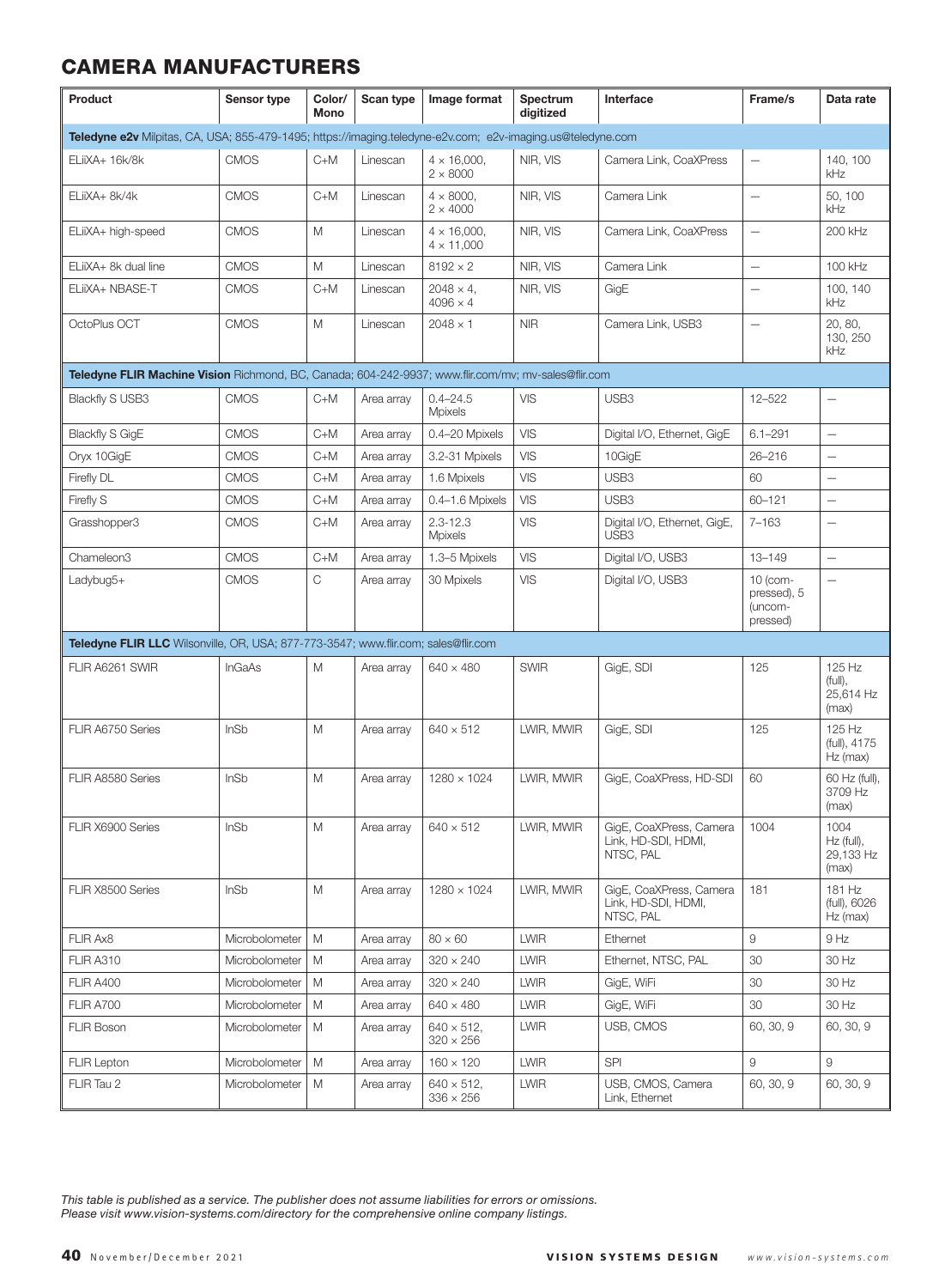## CAMERA MANUFACTURERS

| Product | Sensor type | Color/ Mono | Scan type | Image format | Spectrum digitized | Interface | Frame/s | Data rate |
|---|---|---|---|---|---|---|---|---|
| **Teledyne e2v** Milpitas, CA, USA; 855-479-1495; https://imaging.teledyne-e2v.com; e2v-imaging.us@teledyne.com | | | | | | | | |
| ELiiXA+ 16k/8k | CMOS | C+M | Linescan | 4 × 16,000, 2 × 8000 | NIR, VIS | Camera Link, CoaXPress | — | 140, 100 kHz |
| ELiiXA+ 8k/4k | CMOS | C+M | Linescan | 4 × 8000, 2 × 4000 | NIR, VIS | Camera Link | — | 50, 100 kHz |
| ELiiXA+ high-speed | CMOS | M | Linescan | 4 × 16,000, 4 × 11,000 | NIR, VIS | Camera Link, CoaXPress | — | 200 kHz |
| ELiiXA+ 8k dual line | CMOS | M | Linescan | 8192 × 2 | NIR, VIS | Camera Link | — | 100 kHz |
| ELiiXA+ NBASE-T | CMOS | C+M | Linescan | 2048 × 4, 4096 × 4 | NIR, VIS | GigE | — | 100, 140 kHz |
| OctoPlus OCT | CMOS | M | Linescan | 2048 × 1 | NIR | Camera Link, USB3 | — | 20, 80, 130, 250 kHz |
| **Teledyne FLIR Machine Vision** Richmond, BC, Canada; 604-242-9937; www.flir.com/mv; mv-sales@flir.com | | | | | | | | |
| Blackfly S USB3 | CMOS | C+M | Area array | 0.4–24.5 Mpixels | VIS | USB3 | 12–522 | — |
| Blackfly S GigE | CMOS | C+M | Area array | 0.4–20 Mpixels | VIS | Digital I/O, Ethernet, GigE | 6.1–291 | — |
| Oryx 10GigE | CMOS | C+M | Area array | 3.2-31 Mpixels | VIS | 10GigE | 26–216 | — |
| Firefly DL | CMOS | C+M | Area array | 1.6 Mpixels | VIS | USB3 | 60 | — |
| Firefly S | CMOS | C+M | Area array | 0.4–1.6 Mpixels | VIS | USB3 | 60–121 | — |
| Grasshopper3 | CMOS | C+M | Area array | 2.3-12.3 Mpixels | VIS | Digital I/O, Ethernet, GigE, USB3 | 7–163 | — |
| Chameleon3 | CMOS | C+M | Area array | 1.3–5 Mpixels | VIS | Digital I/O, USB3 | 13–149 | — |
| Ladybug5+ | CMOS | C | Area array | 30 Mpixels | VIS | Digital I/O, USB3 | 10 (compressed), 5 (uncompressed) | — |
| **Teledyne FLIR LLC** Wilsonville, OR, USA; 877-773-3547; www.flir.com; sales@flir.com | | | | | | | | |
| FLIR A6261 SWIR | InGaAs | M | Area array | 640 × 480 | SWIR | GigE, SDI | 125 | 125 Hz (full), 25,614 Hz (max) |
| FLIR A6750 Series | InSb | M | Area array | 640 × 512 | LWIR, MWIR | GigE, SDI | 125 | 125 Hz (full), 4175 Hz (max) |
| FLIR A8580 Series | InSb | M | Area array | 1280 × 1024 | LWIR, MWIR | GigE, CoaXPress, HD-SDI | 60 | 60 Hz (full), 3709 Hz (max) |
| FLIR X6900 Series | InSb | M | Area array | 640 × 512 | LWIR, MWIR | GigE, CoaXPress, Camera Link, HD-SDI, HDMI, NTSC, PAL | 1004 | 1004 Hz (full), 29,133 Hz (max) |
| FLIR X8500 Series | InSb | M | Area array | 1280 × 1024 | LWIR, MWIR | GigE, CoaXPress, Camera Link, HD-SDI, HDMI, NTSC, PAL | 181 | 181 Hz (full), 6026 Hz (max) |
| FLIR Ax8 | Microbolometer | M | Area array | 80 × 60 | LWIR | Ethernet | 9 | 9 Hz |
| FLIR A310 | Microbolometer | M | Area array | 320 × 240 | LWIR | Ethernet, NTSC, PAL | 30 | 30 Hz |
| FLIR A400 | Microbolometer | M | Area array | 320 × 240 | LWIR | GigE, WiFi | 30 | 30 Hz |
| FLIR A700 | Microbolometer | M | Area array | 640 × 480 | LWIR | GigE, WiFi | 30 | 30 Hz |
| FLIR Boson | Microbolometer | M | Area array | 640 × 512, 320 × 256 | LWIR | USB, CMOS | 60, 30, 9 | 60, 30, 9 |
| FLIR Lepton | Microbolometer | M | Area array | 160 × 120 | LWIR | SPI | 9 | 9 |
| FLIR Tau 2 | Microbolometer | M | Area array | 640 × 512, 336 × 256 | LWIR | USB, CMOS, Camera Link, Ethernet | 60, 30, 9 | 60, 30, 9 |

*This table is published as a service. The publisher does not assume liabilities for errors or omissions.*
*Please visit www.vision-systems.com/directory for the comprehensive online company listings.*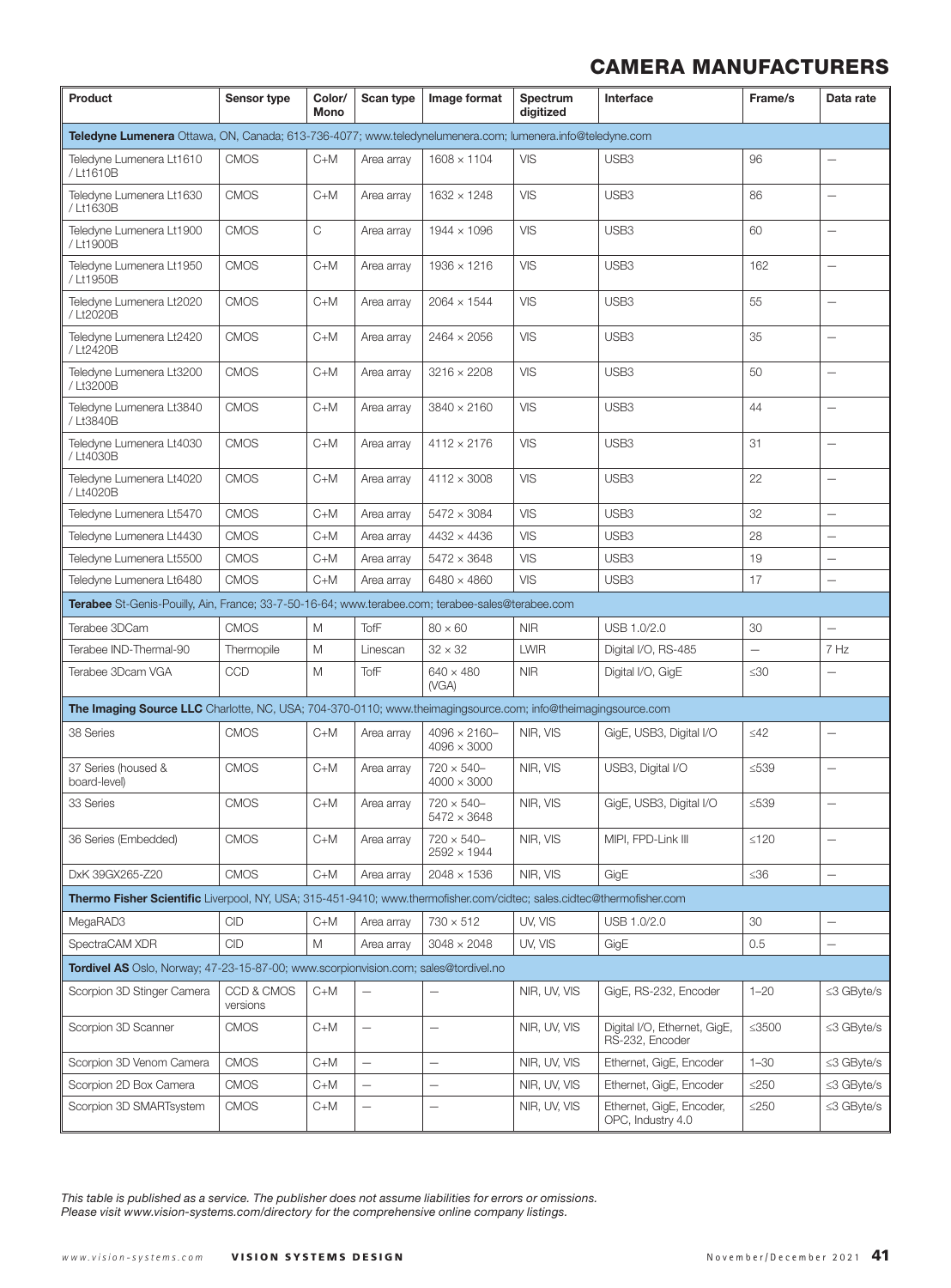# CAMERA MANUFACTURERS

| Product | Sensor type | Color/ Mono | Scan type | Image format | Spectrum digitized | Interface | Frame/s | Data rate |
|---|---|---|---|---|---|---|---|---|
| **Teledyne Lumenera** Ottawa, ON, Canada; 613-736-4077; www.teledynelumenera.com; lumenera.info@teledyne.com | | | | | | | | |
| Teledyne Lumenera Lt1610 / Lt1610B | CMOS | C+M | Area array | 1608 × 1104 | VIS | USB3 | 96 | — |
| Teledyne Lumenera Lt1630 / Lt1630B | CMOS | C+M | Area array | 1632 × 1248 | VIS | USB3 | 86 | — |
| Teledyne Lumenera Lt1900 / Lt1900B | CMOS | C | Area array | 1944 × 1096 | VIS | USB3 | 60 | — |
| Teledyne Lumenera Lt1950 / Lt1950B | CMOS | C+M | Area array | 1936 × 1216 | VIS | USB3 | 162 | — |
| Teledyne Lumenera Lt2020 / Lt2020B | CMOS | C+M | Area array | 2064 × 1544 | VIS | USB3 | 55 | — |
| Teledyne Lumenera Lt2420 / Lt2420B | CMOS | C+M | Area array | 2464 × 2056 | VIS | USB3 | 35 | — |
| Teledyne Lumenera Lt3200 / Lt3200B | CMOS | C+M | Area array | 3216 × 2208 | VIS | USB3 | 50 | — |
| Teledyne Lumenera Lt3840 / Lt3840B | CMOS | C+M | Area array | 3840 × 2160 | VIS | USB3 | 44 | — |
| Teledyne Lumenera Lt4030 / Lt4030B | CMOS | C+M | Area array | 4112 × 2176 | VIS | USB3 | 31 | — |
| Teledyne Lumenera Lt4020 / Lt4020B | CMOS | C+M | Area array | 4112 × 3008 | VIS | USB3 | 22 | — |
| Teledyne Lumenera Lt5470 | CMOS | C+M | Area array | 5472 × 3084 | VIS | USB3 | 32 | — |
| Teledyne Lumenera Lt4430 | CMOS | C+M | Area array | 4432 × 4436 | VIS | USB3 | 28 | — |
| Teledyne Lumenera Lt5500 | CMOS | C+M | Area array | 5472 × 3648 | VIS | USB3 | 19 | — |
| Teledyne Lumenera Lt6480 | CMOS | C+M | Area array | 6480 × 4860 | VIS | USB3 | 17 | — |
| **Terabee** St-Genis-Pouilly, Ain, France; 33-7-50-16-64; www.terabee.com; terabee-sales@terabee.com | | | | | | | | |
| Terabee 3DCam | CMOS | M | TofF | 80 × 60 | NIR | USB 1.0/2.0 | 30 | — |
| Terabee IND-Thermal-90 | Thermopile | M | Linescan | 32 × 32 | LWIR | Digital I/O, RS-485 | — | 7 Hz |
| Terabee 3Dcam VGA | CCD | M | TofF | 640 × 480 (VGA) | NIR | Digital I/O, GigE | ≤30 | — |
| **The Imaging Source LLC** Charlotte, NC, USA; 704-370-0110; www.theimagingsource.com; info@theimagingsource.com | | | | | | | | |
| 38 Series | CMOS | C+M | Area array | 4096 × 2160– 4096 × 3000 | NIR, VIS | GigE, USB3, Digital I/O | ≤42 | — |
| 37 Series (housed & board-level) | CMOS | C+M | Area array | 720 × 540– 4000 × 3000 | NIR, VIS | USB3, Digital I/O | ≤539 | — |
| 33 Series | CMOS | C+M | Area array | 720 × 540– 5472 × 3648 | NIR, VIS | GigE, USB3, Digital I/O | ≤539 | — |
| 36 Series (Embedded) | CMOS | C+M | Area array | 720 × 540– 2592 × 1944 | NIR, VIS | MIPI, FPD-Link III | ≤120 | — |
| DxK 39GX265-Z20 | CMOS | C+M | Area array | 2048 × 1536 | NIR, VIS | GigE | ≤36 | — |
| **Thermo Fisher Scientific** Liverpool, NY, USA; 315-451-9410; www.thermofisher.com/cidtec; sales.cidtec@thermofisher.com | | | | | | | | |
| MegaRAD3 | CID | C+M | Area array | 730 × 512 | UV, VIS | USB 1.0/2.0 | 30 | — |
| SpectraCAM XDR | CID | M | Area array | 3048 × 2048 | UV, VIS | GigE | 0.5 | — |
| **Tordivel AS** Oslo, Norway; 47-23-15-87-00; www.scorpionvision.com; sales@tordivel.no | | | | | | | | |
| Scorpion 3D Stinger Camera | CCD & CMOS versions | C+M | — | — | NIR, UV, VIS | GigE, RS-232, Encoder | 1–20 | ≤3 GByte/s |
| Scorpion 3D Scanner | CMOS | C+M | — | — | NIR, UV, VIS | Digital I/O, Ethernet, GigE, RS-232, Encoder | ≤3500 | ≤3 GByte/s |
| Scorpion 3D Venom Camera | CMOS | C+M | — | — | NIR, UV, VIS | Ethernet, GigE, Encoder | 1–30 | ≤3 GByte/s |
| Scorpion 2D Box Camera | CMOS | C+M | — | — | NIR, UV, VIS | Ethernet, GigE, Encoder | ≤250 | ≤3 GByte/s |
| Scorpion 3D SMARTsystem | CMOS | C+M | — | — | NIR, UV, VIS | Ethernet, GigE, Encoder, OPC, Industry 4.0 | ≤250 | ≤3 GByte/s |

*This table is published as a service. The publisher does not assume liabilities for errors or omissions. Please visit www.vision-systems.com/directory for the comprehensive online company listings.*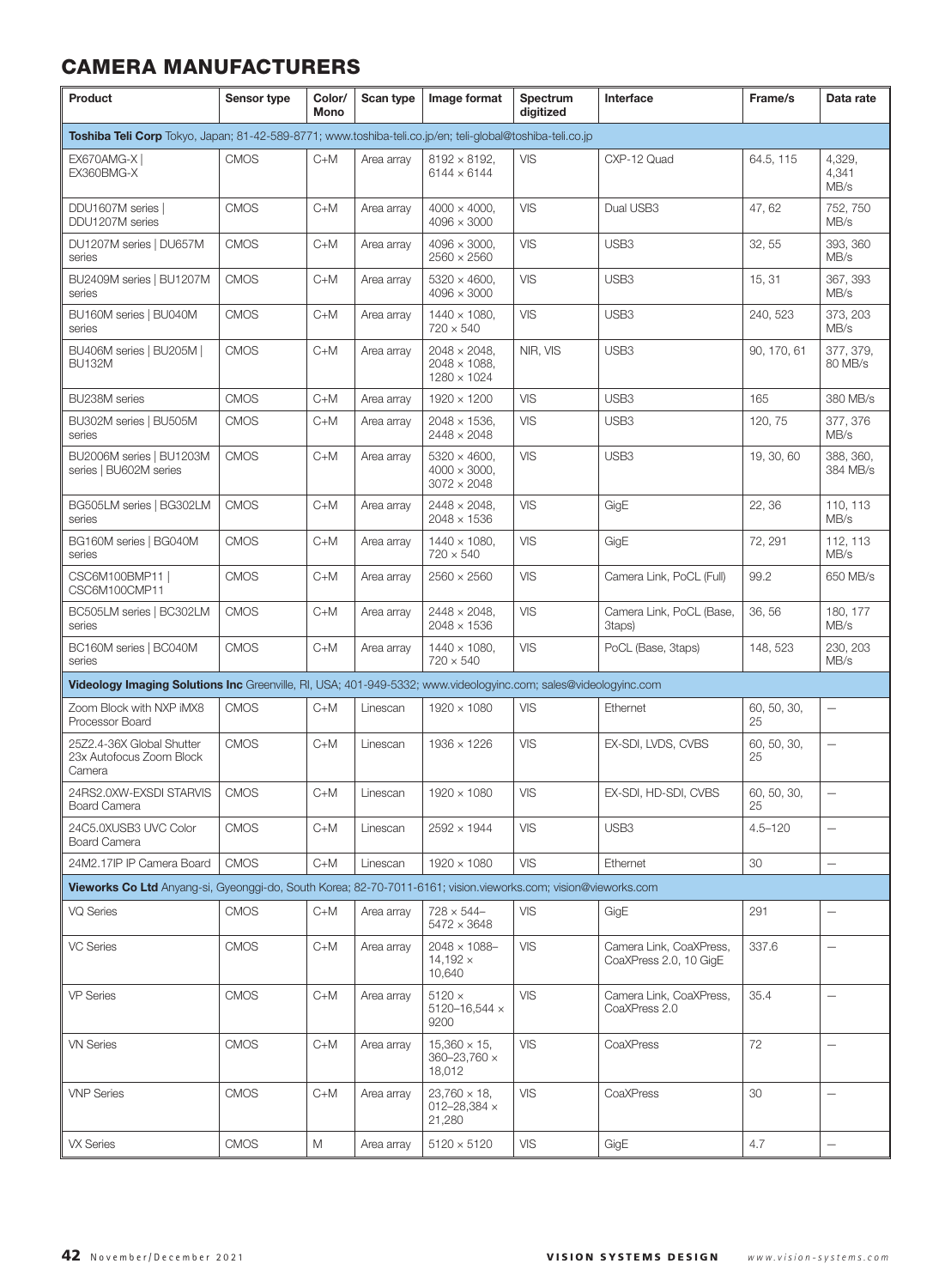## CAMERA MANUFACTURERS

| Product | Sensor type | Color/ Mono | Scan type | Image format | Spectrum digitized | Interface | Frame/s | Data rate |
|---|---|---|---|---|---|---|---|---|
| **Toshiba Teli Corp** Tokyo, Japan; 81-42-589-8771; www.toshiba-teli.co.jp/en; teli-global@toshiba-teli.co.jp | | | | | | | | |
| EX670AMG-X \| EX360BMG-X | CMOS | C+M | Area array | 8192 × 8192, 6144 × 6144 | VIS | CXP-12 Quad | 64.5, 115 | 4,329, 4,341 MB/s |
| DDU1607M series \| DDU1207M series | CMOS | C+M | Area array | 4000 × 4000, 4096 × 3000 | VIS | Dual USB3 | 47, 62 | 752, 750 MB/s |
| DU1207M series \| DU657M series | CMOS | C+M | Area array | 4096 × 3000, 2560 × 2560 | VIS | USB3 | 32, 55 | 393, 360 MB/s |
| BU2409M series \| BU1207M series | CMOS | C+M | Area array | 5320 × 4600, 4096 × 3000 | VIS | USB3 | 15, 31 | 367, 393 MB/s |
| BU160M series \| BU040M series | CMOS | C+M | Area array | 1440 × 1080, 720 × 540 | VIS | USB3 | 240, 523 | 373, 203 MB/s |
| BU406M series \| BU205M \| BU132M | CMOS | C+M | Area array | 2048 × 2048, 2048 × 1088, 1280 × 1024 | NIR, VIS | USB3 | 90, 170, 61 | 377, 379, 80 MB/s |
| BU238M series | CMOS | C+M | Area array | 1920 × 1200 | VIS | USB3 | 165 | 380 MB/s |
| BU302M series \| BU505M series | CMOS | C+M | Area array | 2048 × 1536, 2448 × 2048 | VIS | USB3 | 120, 75 | 377, 376 MB/s |
| BU2006M series \| BU1203M series \| BU602M series | CMOS | C+M | Area array | 5320 × 4600, 4000 × 3000, 3072 × 2048 | VIS | USB3 | 19, 30, 60 | 388, 360, 384 MB/s |
| BG505LM series \| BG302LM series | CMOS | C+M | Area array | 2448 × 2048, 2048 × 1536 | VIS | GigE | 22, 36 | 110, 113 MB/s |
| BG160M series \| BG040M series | CMOS | C+M | Area array | 1440 × 1080, 720 × 540 | VIS | GigE | 72, 291 | 112, 113 MB/s |
| CSC6M100BMP11 \| CSC6M100CMP11 | CMOS | C+M | Area array | 2560 × 2560 | VIS | Camera Link, PoCL (Full) | 99.2 | 650 MB/s |
| BC505LM series \| BC302LM series | CMOS | C+M | Area array | 2448 × 2048, 2048 × 1536 | VIS | Camera Link, PoCL (Base, 3taps) | 36, 56 | 180, 177 MB/s |
| BC160M series \| BC040M series | CMOS | C+M | Area array | 1440 × 1080, 720 × 540 | VIS | PoCL (Base, 3taps) | 148, 523 | 230, 203 MB/s |
| **Videology Imaging Solutions Inc** Greenville, RI, USA; 401-949-5332; www.videologyinc.com; sales@videologyinc.com | | | | | | | | |
| Zoom Block with NXP iMX8 Processor Board | CMOS | C+M | Linescan | 1920 × 1080 | VIS | Ethernet | 60, 50, 30, 25 | — |
| 25Z2.4-36X Global Shutter 23x Autofocus Zoom Block Camera | CMOS | C+M | Linescan | 1936 × 1226 | VIS | EX-SDI, LVDS, CVBS | 60, 50, 30, 25 | — |
| 24RS2.0XW-EXSDI STARVIS Board Camera | CMOS | C+M | Linescan | 1920 × 1080 | VIS | EX-SDI, HD-SDI, CVBS | 60, 50, 30, 25 | — |
| 24C5.0XUSB3 UVC Color Board Camera | CMOS | C+M | Linescan | 2592 × 1944 | VIS | USB3 | 4.5–120 | — |
| 24M2.17IP IP Camera Board | CMOS | C+M | Linescan | 1920 × 1080 | VIS | Ethernet | 30 | — |
| **Vieworks Co Ltd** Anyang-si, Gyeonggi-do, South Korea; 82-70-7011-6161; vision.vieworks.com; vision@vieworks.com | | | | | | | | |
| VQ Series | CMOS | C+M | Area array | 728 × 544–5472 × 3648 | VIS | GigE | 291 | — |
| VC Series | CMOS | C+M | Area array | 2048 × 1088–14,192 × 10,640 | VIS | Camera Link, CoaXPress, CoaXPress 2.0, 10 GigE | 337.6 | — |
| VP Series | CMOS | C+M | Area array | 5120 × 5120–16,544 × 9200 | VIS | Camera Link, CoaXPress, CoaXPress 2.0 | 35.4 | — |
| VN Series | CMOS | C+M | Area array | 15,360 × 15, 360–23,760 × 18,012 | VIS | CoaXPress | 72 | — |
| VNP Series | CMOS | C+M | Area array | 23,760 × 18, 012–28,384 × 21,280 | VIS | CoaXPress | 30 | — |
| VX Series | CMOS | M | Area array | 5120 × 5120 | VIS | GigE | 4.7 | — |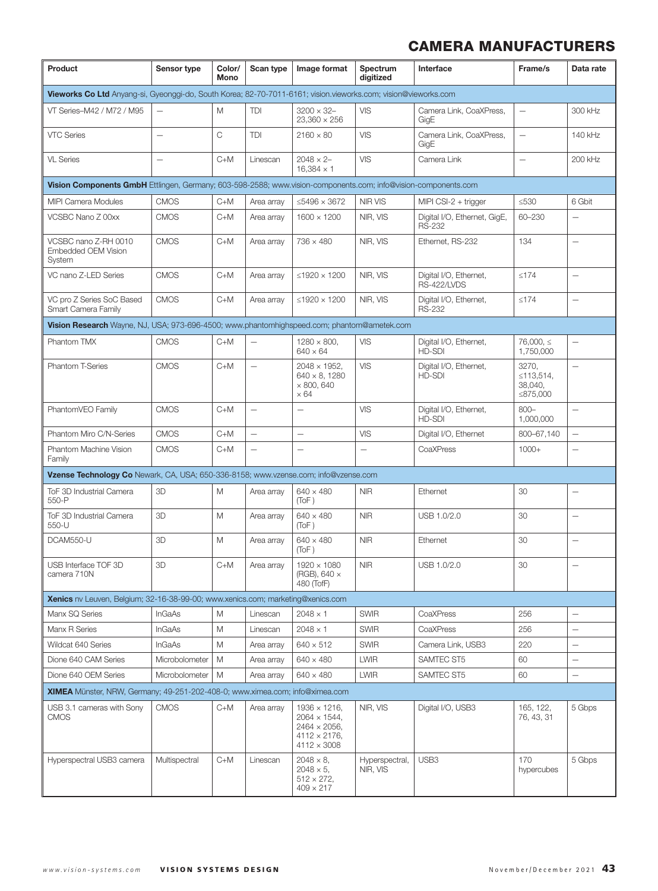## CAMERA MANUFACTURERS

| Product | Sensor type | Color/ Mono | Scan type | Image format | Spectrum digitized | Interface | Frame/s | Data rate |
|---|---|---|---|---|---|---|---|---|
| **Vieworks Co Ltd** Anyang-si, Gyeonggi-do, South Korea; 82-70-7011-6161; vision.vieworks.com; vision@vieworks.com | | | | | | | | |
| VT Series–M42 / M72 / M95 | — | M | TDI | 3200 × 32–23,360 × 256 | VIS | Camera Link, CoaXPress, GigE | — | 300 kHz |
| VTC Series | — | C | TDI | 2160 × 80 | VIS | Camera Link, CoaXPress, GigE | — | 140 kHz |
| VL Series | — | C+M | Linescan | 2048 × 2–16,384 × 1 | VIS | Camera Link | — | 200 kHz |
| **Vision Components GmbH** Ettlingen, Germany; 603-598-2588; www.vision-components.com; info@vision-components.com | | | | | | | | |
| MIPI Camera Modules | CMOS | C+M | Area array | ≤5496 × 3672 | NIR VIS | MIPI CSI-2 + trigger | ≤530 | 6 Gbit |
| VCSBC Nano Z 00xx | CMOS | C+M | Area array | 1600 × 1200 | NIR, VIS | Digital I/O, Ethernet, GigE, RS-232 | 60–230 | — |
| VCSBC nano Z-RH 0010 Embedded OEM Vision System | CMOS | C+M | Area array | 736 × 480 | NIR, VIS | Ethernet, RS-232 | 134 | — |
| VC nano Z-LED Series | CMOS | C+M | Area array | ≤1920 × 1200 | NIR, VIS | Digital I/O, Ethernet, RS-422/LVDS | ≤174 | — |
| VC pro Z Series SoC Based Smart Camera Family | CMOS | C+M | Area array | ≤1920 × 1200 | NIR, VIS | Digital I/O, Ethernet, RS-232 | ≤174 | — |
| **Vision Research** Wayne, NJ, USA; 973-696-4500; www.phantomhighspeed.com; phantom@ametek.com | | | | | | | | |
| Phantom TMX | CMOS | C+M | — | 1280 × 800, 640 × 64 | VIS | Digital I/O, Ethernet, HD-SDI | 76,000, ≤ 1,750,000 | — |
| Phantom T-Series | CMOS | C+M | — | 2048 × 1952, 640 × 8, 1280 × 800, 640 × 64 | VIS | Digital I/O, Ethernet, HD-SDI | 3270, ≤113,514, 38,040, ≤875,000 | — |
| PhantomVEO Family | CMOS | C+M | — | — | VIS | Digital I/O, Ethernet, HD-SDI | 800–1,000,000 | — |
| Phantom Miro C/N-Series | CMOS | C+M | — | — | VIS | Digital I/O, Ethernet | 800–67,140 | — |
| Phantom Machine Vision Family | CMOS | C+M | — | — | — | CoaXPress | 1000+ | — |
| **Vzense Technology Co** Newark, CA, USA; 650-336-8158; www.vzense.com; info@vzense.com | | | | | | | | |
| ToF 3D Industrial Camera 550-P | 3D | M | Area array | 640 × 480 (ToF ) | NIR | Ethernet | 30 | — |
| ToF 3D Industrial Camera 550-U | 3D | M | Area array | 640 × 480 (ToF ) | NIR | USB 1.0/2.0 | 30 | — |
| DCAM550-U | 3D | M | Area array | 640 × 480 (ToF ) | NIR | Ethernet | 30 | — |
| USB Interface TOF 3D camera 710N | 3D | C+M | Area array | 1920 × 1080 (RGB), 640 × 480 (TofF) | NIR | USB 1.0/2.0 | 30 | — |
| **Xenics** nv Leuven, Belgium; 32-16-38-99-00; www.xenics.com; marketing@xenics.com | | | | | | | | |
| Manx SQ Series | InGaAs | M | Linescan | 2048 × 1 | SWIR | CoaXPress | 256 | — |
| Manx R Series | InGaAs | M | Linescan | 2048 × 1 | SWIR | CoaXPress | 256 | — |
| Wildcat 640 Series | InGaAs | M | Area array | 640 × 512 | SWIR | Camera Link, USB3 | 220 | — |
| Dione 640 CAM Series | Microbolometer | M | Area array | 640 × 480 | LWIR | SAMTEC ST5 | 60 | — |
| Dione 640 OEM Series | Microbolometer | M | Area array | 640 × 480 | LWIR | SAMTEC ST5 | 60 | — |
| **XIMEA** Münster, NRW, Germany; 49-251-202-408-0; www.ximea.com; info@ximea.com | | | | | | | | |
| USB 3.1 cameras with Sony CMOS | CMOS | C+M | Area array | 1936 × 1216, 2064 × 1544, 2464 × 2056, 4112 × 2176, 4112 × 3008 | NIR, VIS | Digital I/O, USB3 | 165, 122, 76, 43, 31 | 5 Gbps |
| Hyperspectral USB3 camera | Multispectral | C+M | Linescan | 2048 × 8, 2048 × 5, 512 × 272, 409 × 217 | Hyperspectral, NIR, VIS | USB3 | 170 hypercubes | 5 Gbps |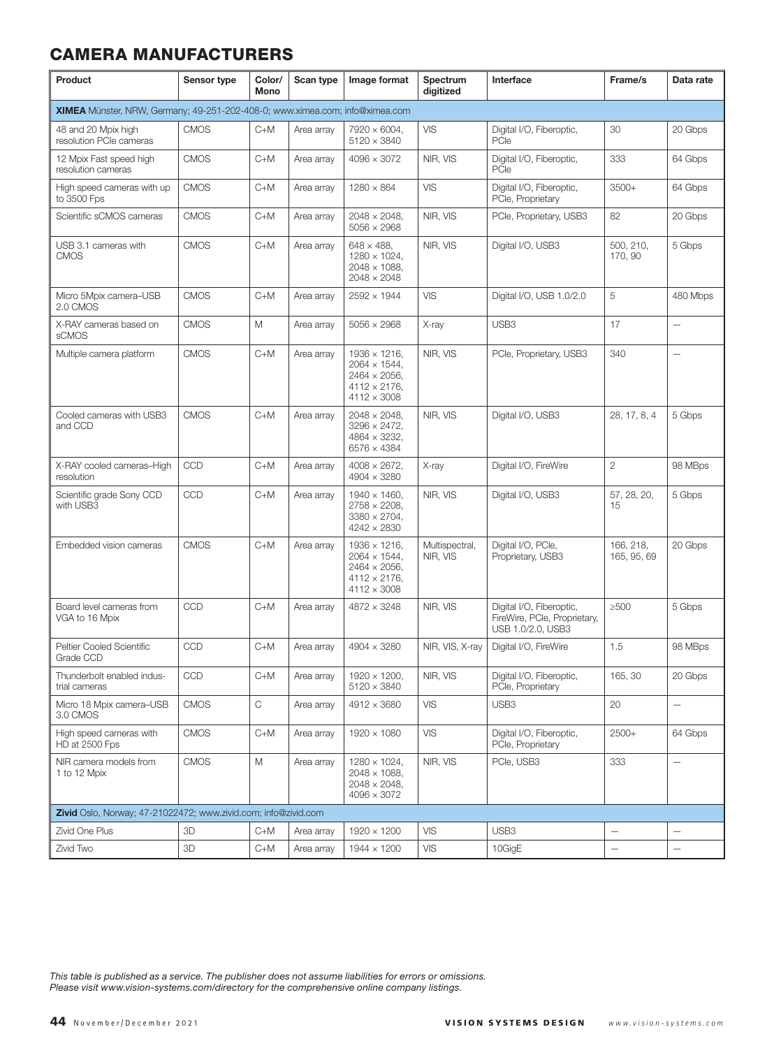# CAMERA MANUFACTURERS

| Product | Sensor type | Color/ Mono | Scan type | Image format | Spectrum digitized | Interface | Frame/s | Data rate |
|---|---|---|---|---|---|---|---|---|
| **XIMEA** Münster, NRW, Germany; 49-251-202-408-0; www.ximea.com; info@ximea.com | | | | | | | | |
| 48 and 20 Mpix high resolution PCIe cameras | CMOS | C+M | Area array | 7920 × 6004, 5120 × 3840 | VIS | Digital I/O, Fiberoptic, PCIe | 30 | 20 Gbps |
| 12 Mpix Fast speed high resolution cameras | CMOS | C+M | Area array | 4096 × 3072 | NIR, VIS | Digital I/O, Fiberoptic, PCIe | 333 | 64 Gbps |
| High speed cameras with up to 3500 Fps | CMOS | C+M | Area array | 1280 × 864 | VIS | Digital I/O, Fiberoptic, PCIe, Proprietary | 3500+ | 64 Gbps |
| Scientific sCMOS cameras | CMOS | C+M | Area array | 2048 × 2048, 5056 × 2968 | NIR, VIS | PCIe, Proprietary, USB3 | 82 | 20 Gbps |
| USB 3.1 cameras with CMOS | CMOS | C+M | Area array | 648 × 488, 1280 × 1024, 2048 × 1088, 2048 × 2048 | NIR, VIS | Digital I/O, USB3 | 500, 210, 170, 90 | 5 Gbps |
| Micro 5Mpix camera–USB 2.0 CMOS | CMOS | C+M | Area array | 2592 × 1944 | VIS | Digital I/O, USB 1.0/2.0 | 5 | 480 Mbps |
| X-RAY cameras based on sCMOS | CMOS | M | Area array | 5056 × 2968 | X-ray | USB3 | 17 | — |
| Multiple camera platform | CMOS | C+M | Area array | 1936 × 1216, 2064 × 1544, 2464 × 2056, 4112 × 2176, 4112 × 3008 | NIR, VIS | PCIe, Proprietary, USB3 | 340 | — |
| Cooled cameras with USB3 and CCD | CMOS | C+M | Area array | 2048 × 2048, 3296 × 2472, 4864 × 3232, 6576 × 4384 | NIR, VIS | Digital I/O, USB3 | 28, 17, 8, 4 | 5 Gbps |
| X-RAY cooled cameras–High resolution | CCD | C+M | Area array | 4008 × 2672, 4904 × 3280 | X-ray | Digital I/O, FireWire | 2 | 98 MBps |
| Scientific grade Sony CCD with USB3 | CCD | C+M | Area array | 1940 × 1460, 2758 × 2208, 3380 × 2704, 4242 × 2830 | NIR, VIS | Digital I/O, USB3 | 57, 28, 20, 15 | 5 Gbps |
| Embedded vision cameras | CMOS | C+M | Area array | 1936 × 1216, 2064 × 1544, 2464 × 2056, 4112 × 2176, 4112 × 3008 | Multispectral, NIR, VIS | Digital I/O, PCIe, Proprietary, USB3 | 166, 218, 165, 95, 69 | 20 Gbps |
| Board level cameras from VGA to 16 Mpix | CCD | C+M | Area array | 4872 × 3248 | NIR, VIS | Digital I/O, Fiberoptic, FireWire, PCIe, Proprietary, USB 1.0/2.0, USB3 | ≥500 | 5 Gbps |
| Peltier Cooled Scientific Grade CCD | CCD | C+M | Area array | 4904 × 3280 | NIR, VIS, X-ray | Digital I/O, FireWire | 1.5 | 98 MBps |
| Thunderbolt enabled industrial cameras | CCD | C+M | Area array | 1920 × 1200, 5120 × 3840 | NIR, VIS | Digital I/O, Fiberoptic, PCIe, Proprietary | 165, 30 | 20 Gbps |
| Micro 18 Mpix camera–USB 3.0 CMOS | CMOS | C | Area array | 4912 × 3680 | VIS | USB3 | 20 | — |
| High speed cameras with HD at 2500 Fps | CMOS | C+M | Area array | 1920 × 1080 | VIS | Digital I/O, Fiberoptic, PCIe, Proprietary | 2500+ | 64 Gbps |
| NIR camera models from 1 to 12 Mpix | CMOS | M | Area array | 1280 × 1024, 2048 × 1088, 2048 × 2048, 4096 × 3072 | NIR, VIS | PCIe, USB3 | 333 | — |
| **Zivid** Oslo, Norway; 47-21022472; www.zivid.com; info@zivid.com | | | | | | | | |
| Zivid One Plus | 3D | C+M | Area array | 1920 × 1200 | VIS | USB3 | — | — |
| Zivid Two | 3D | C+M | Area array | 1944 × 1200 | VIS | 10GigE | — | — |

*This table is published as a service. The publisher does not assume liabilities for errors or omissions. Please visit www.vision-systems.com/directory for the comprehensive online company listings.*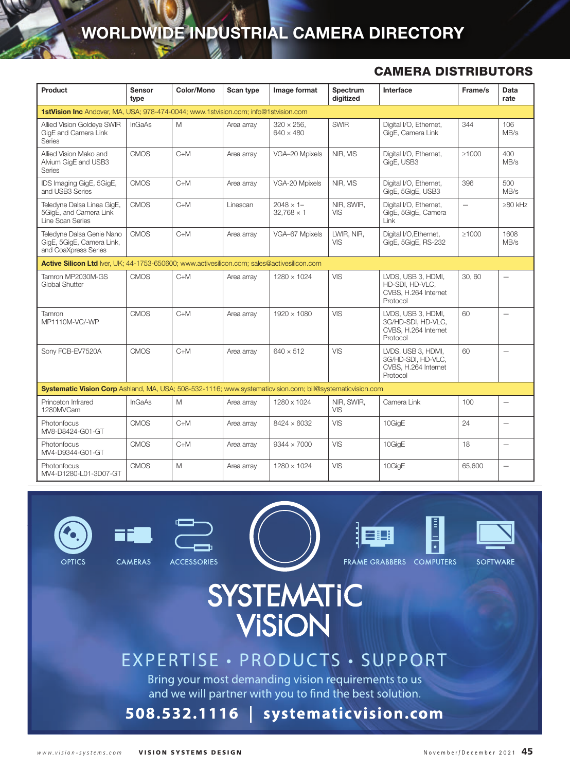# WORLDWIDE INDUSTRIAL CAMERA DIRECTORY

## CAMERA DISTRIBUTORS

| Product | Sensor type | Color/Mono | Scan type | Image format | Spectrum digitized | Interface | Frame/s | Data rate |
|---|---|---|---|---|---|---|---|---|
| **1stVision Inc** Andover, MA, USA; 978-474-0044; www.1stvision.com; info@1stvision.com | | | | | | | | |
| Allied Vision Goldeye SWIR GigE and Camera Link Series | InGaAs | M | Area array | 320 × 256, 640 × 480 | SWIR | Digital I/O, Ethernet, GigE, Camera Link | 344 | 106 MB/s |
| Allied Vision Mako and Alvium GigE and USB3 Series | CMOS | C+M | Area array | VGA–20 Mpixels | NIR, VIS | Digital I/O, Ethernet, GigE, USB3 | ≥1000 | 400 MB/s |
| IDS Imaging GigE, 5GigE, and USB3 Series | CMOS | C+M | Area array | VGA-20 Mpixels | NIR, VIS | Digital I/O, Ethernet, GigE, 5GigE, USB3 | 396 | 500 MB/s |
| Teledyne Dalsa Linea GigE, 5GigE, and Camera Link Line Scan Series | CMOS | C+M | Linescan | 2048 × 1– 32,768 × 1 | NIR, SWIR, VIS | Digital I/O, Ethernet, GigE, 5GigE, Camera Link | — | ≥80 kHz |
| Teledyne Dalsa Genie Nano GigE, 5GigE, Camera Link, and CoaXpress Series | CMOS | C+M | Area array | VGA–67 Mpixels | LWIR, NIR, VIS | Digital I/O,Ethernet, GigE, 5GigE, RS-232 | ≥1000 | 1608 MB/s |
| **Active Silicon Ltd** Iver, UK; 44-1753-650600; www.activesilicon.com; sales@activesilicon.com | | | | | | | | |
| Tamron MP2030M-GS Global Shutter | CMOS | C+M | Area array | 1280 × 1024 | VIS | LVDS, USB 3, HDMI, HD-SDI, HD-VLC, CVBS, H.264 Internet Protocol | 30, 60 | — |
| Tamron MP1110M-VC/-WP | CMOS | C+M | Area array | 1920 × 1080 | VIS | LVDS, USB 3, HDMI, 3G/HD-SDI, HD-VLC, CVBS, H.264 Internet Protocol | 60 | — |
| Sony FCB-EV7520A | CMOS | C+M | Area array | 640 × 512 | VIS | LVDS, USB 3, HDMI, 3G/HD-SDI, HD-VLC, CVBS, H.264 Internet Protocol | 60 | — |
| **Systematic Vision Corp** Ashland, MA, USA; 508-532-1116; www.systematicvision.com; bill@systematicvision.com | | | | | | | | |
| Princeton Infrared 1280MVCam | InGaAs | M | Area array | 1280 x 1024 | NIR, SWIR, VIS | Camera Link | 100 | — |
| Photonfocus MV8-D8424-G01-GT | CMOS | C+M | Area array | 8424 × 6032 | VIS | 10GigE | 24 | — |
| Photonfocus MV4-D9344-G01-GT | CMOS | C+M | Area array | 9344 × 7000 | VIS | 10GigE | 18 | — |
| Photonfocus MV4-D1280-L01-3D07-GT | CMOS | M | Area array | 1280 × 1024 | VIS | 10GigE | 65,600 | — |

OPTICS · CAMERAS · ACCESSORIES · FRAME GRABBERS · COMPUTERS · SOFTWARE

**SYSTEMATIC VISION**

EXPERTISE • PRODUCTS • SUPPORT

Bring your most demanding vision requirements to us and we will partner with you to find the best solution.

**508.532.1116 | systematicvision.com**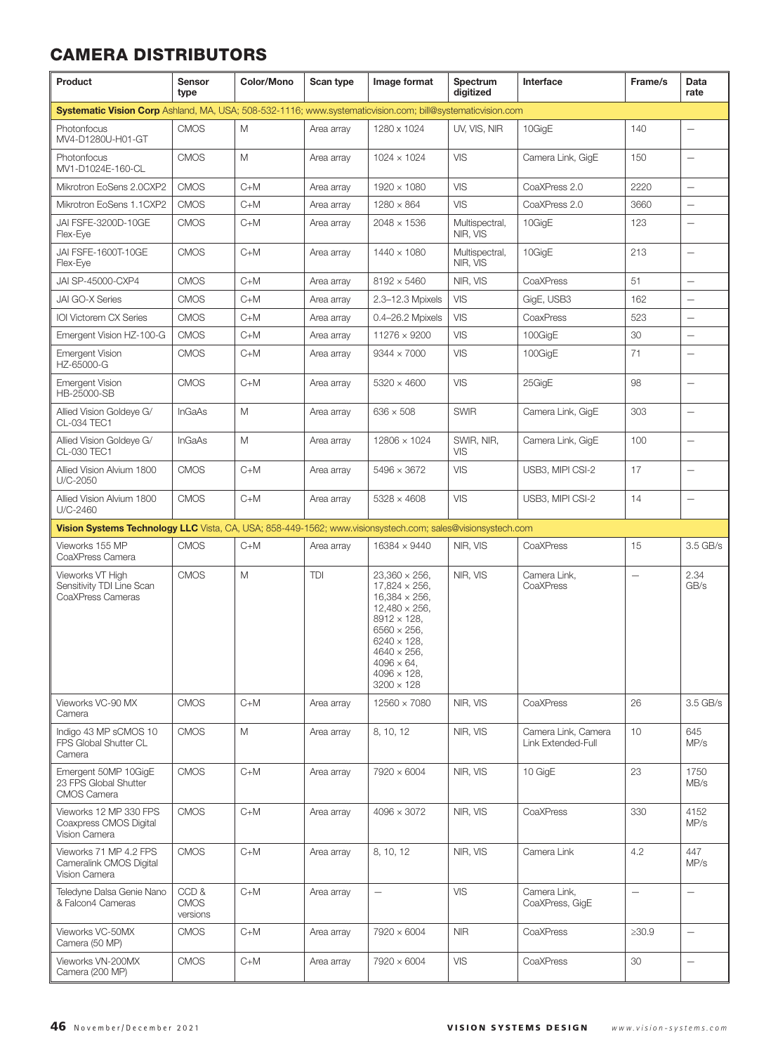## CAMERA DISTRIBUTORS

| Product | Sensor type | Color/Mono | Scan type | Image format | Spectrum digitized | Interface | Frame/s | Data rate |
|---|---|---|---|---|---|---|---|---|
| **Systematic Vision Corp** Ashland, MA, USA; 508-532-1116; www.systematicvision.com; bill@systematicvision.com | | | | | | | | |
| Photonfocus MV4-D1280U-H01-GT | CMOS | M | Area array | 1280 x 1024 | UV, VIS, NIR | 10GigE | 140 | — |
| Photonfocus MV1-D1024E-160-CL | CMOS | M | Area array | 1024 × 1024 | VIS | Camera Link, GigE | 150 | — |
| Mikrotron EoSens 2.0CXP2 | CMOS | C+M | Area array | 1920 × 1080 | VIS | CoaXPress 2.0 | 2220 | — |
| Mikrotron EoSens 1.1CXP2 | CMOS | C+M | Area array | 1280 × 864 | VIS | CoaXPress 2.0 | 3660 | — |
| JAI FSFE-3200D-10GE Flex-Eye | CMOS | C+M | Area array | 2048 × 1536 | Multispectral, NIR, VIS | 10GigE | 123 | — |
| JAI FSFE-1600T-10GE Flex-Eye | CMOS | C+M | Area array | 1440 × 1080 | Multispectral, NIR, VIS | 10GigE | 213 | — |
| JAI SP-45000-CXP4 | CMOS | C+M | Area array | 8192 × 5460 | NIR, VIS | CoaXPress | 51 | — |
| JAI GO-X Series | CMOS | C+M | Area array | 2.3–12.3 Mpixels | VIS | GigE, USB3 | 162 | — |
| IOI Victorem CX Series | CMOS | C+M | Area array | 0.4–26.2 Mpixels | VIS | CoaXPress | 523 | — |
| Emergent Vision HZ-100-G | CMOS | C+M | Area array | 11276 × 9200 | VIS | 100GigE | 30 | — |
| Emergent Vision HZ-65000-G | CMOS | C+M | Area array | 9344 × 7000 | VIS | 100GigE | 71 | — |
| Emergent Vision HB-25000-SB | CMOS | C+M | Area array | 5320 × 4600 | VIS | 25GigE | 98 | — |
| Allied Vision Goldeye G/CL-034 TEC1 | InGaAs | M | Area array | 636 × 508 | SWIR | Camera Link, GigE | 303 | — |
| Allied Vision Goldeye G/CL-030 TEC1 | InGaAs | M | Area array | 12806 × 1024 | SWIR, NIR, VIS | Camera Link, GigE | 100 | — |
| Allied Vision Alvium 1800 U/C-2050 | CMOS | C+M | Area array | 5496 × 3672 | VIS | USB3, MIPI CSI-2 | 17 | — |
| Allied Vision Alvium 1800 U/C-2460 | CMOS | C+M | Area array | 5328 × 4608 | VIS | USB3, MIPI CSI-2 | 14 | — |
| **Vision Systems Technology LLC** Vista, CA, USA; 858-449-1562; www.visionsystech.com; sales@visionsystech.com | | | | | | | | |
| Vieworks 155 MP CoaXPress Camera | CMOS | C+M | Area array | 16384 × 9440 | NIR, VIS | CoaXPress | 15 | 3.5 GB/s |
| Vieworks VT High Sensitivity TDI Line Scan CoaXPress Cameras | CMOS | M | TDI | 23,360 × 256, 17,824 × 256, 16,384 × 256, 12,480 × 256, 8912 × 128, 6560 × 256, 6240 × 128, 4640 × 256, 4096 × 64, 4096 × 128, 3200 × 128 | NIR, VIS | Camera Link, CoaXPress | — | 2.34 GB/s |
| Vieworks VC-90 MX Camera | CMOS | C+M | Area array | 12560 × 7080 | NIR, VIS | CoaXPress | 26 | 3.5 GB/s |
| Indigo 43 MP sCMOS 10 FPS Global Shutter CL Camera | CMOS | M | Area array | 8, 10, 12 | NIR, VIS | Camera Link, Camera Link Extended-Full | 10 | 645 MP/s |
| Emergent 50MP 10GigE 23 FPS Global Shutter CMOS Camera | CMOS | C+M | Area array | 7920 × 6004 | NIR, VIS | 10 GigE | 23 | 1750 MB/s |
| Vieworks 12 MP 330 FPS Coaxpress CMOS Digital Vision Camera | CMOS | C+M | Area array | 4096 × 3072 | NIR, VIS | CoaXPress | 330 | 4152 MP/s |
| Vieworks 71 MP 4.2 FPS Cameralink CMOS Digital Vision Camera | CMOS | C+M | Area array | 8, 10, 12 | NIR, VIS | Camera Link | 4.2 | 447 MP/s |
| Teledyne Dalsa Genie Nano & Falcon4 Cameras | CCD & CMOS versions | C+M | Area array | — | VIS | Camera Link, CoaXPress, GigE | — | — |
| Vieworks VC-50MX Camera (50 MP) | CMOS | C+M | Area array | 7920 × 6004 | NIR | CoaXPress | ≥30.9 | — |
| Vieworks VN-200MX Camera (200 MP) | CMOS | C+M | Area array | 7920 × 6004 | VIS | CoaXPress | 30 | — |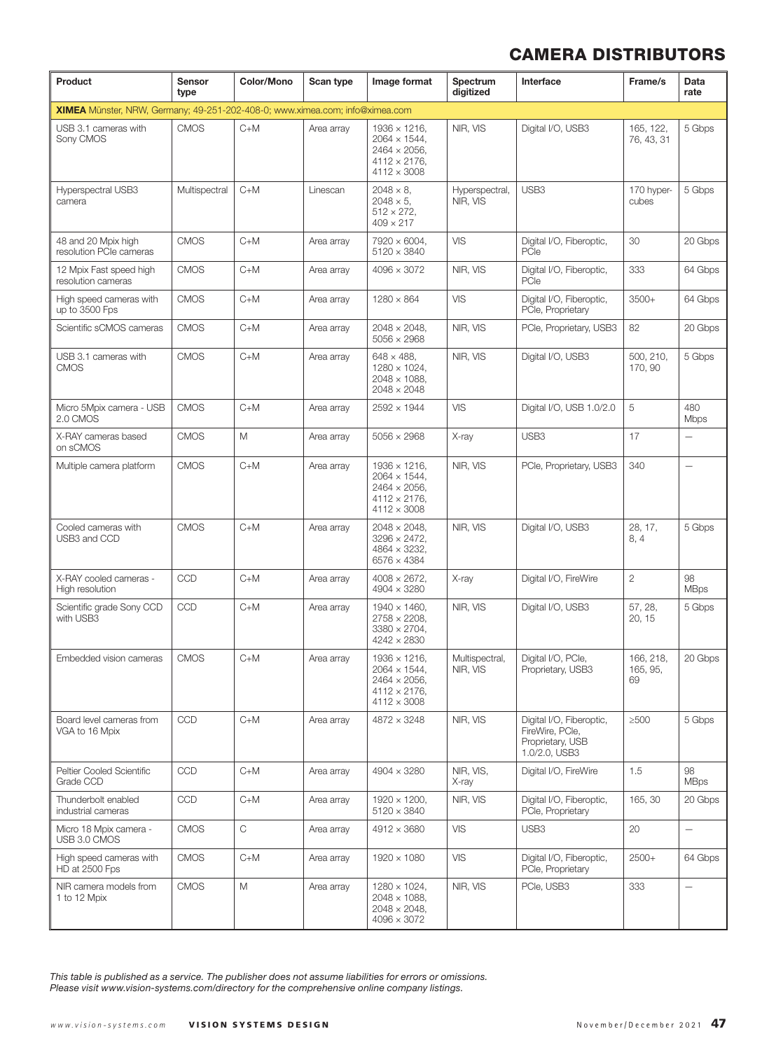# CAMERA DISTRIBUTORS

| Product | Sensor type | Color/Mono | Scan type | Image format | Spectrum digitized | Interface | Frame/s | Data rate |
|---|---|---|---|---|---|---|---|---|
| **XIMEA** Münster, NRW, Germany; 49-251-202-408-0; www.ximea.com; info@ximea.com | | | | | | | | |
| USB 3.1 cameras with Sony CMOS | CMOS | C+M | Area array | 1936 × 1216, 2064 × 1544, 2464 × 2056, 4112 × 2176, 4112 × 3008 | NIR, VIS | Digital I/O, USB3 | 165, 122, 76, 43, 31 | 5 Gbps |
| Hyperspectral USB3 camera | Multispectral | C+M | Linescan | 2048 × 8, 2048 × 5, 512 × 272, 409 × 217 | Hyperspectral, NIR, VIS | USB3 | 170 hyper-cubes | 5 Gbps |
| 48 and 20 Mpix high resolution PCIe cameras | CMOS | C+M | Area array | 7920 × 6004, 5120 × 3840 | VIS | Digital I/O, Fiberoptic, PCIe | 30 | 20 Gbps |
| 12 Mpix Fast speed high resolution cameras | CMOS | C+M | Area array | 4096 × 3072 | NIR, VIS | Digital I/O, Fiberoptic, PCIe | 333 | 64 Gbps |
| High speed cameras with up to 3500 Fps | CMOS | C+M | Area array | 1280 × 864 | VIS | Digital I/O, Fiberoptic, PCIe, Proprietary | 3500+ | 64 Gbps |
| Scientific sCMOS cameras | CMOS | C+M | Area array | 2048 × 2048, 5056 × 2968 | NIR, VIS | PCIe, Proprietary, USB3 | 82 | 20 Gbps |
| USB 3.1 cameras with CMOS | CMOS | C+M | Area array | 648 × 488, 1280 × 1024, 2048 × 1088, 2048 × 2048 | NIR, VIS | Digital I/O, USB3 | 500, 210, 170, 90 | 5 Gbps |
| Micro 5Mpix camera - USB 2.0 CMOS | CMOS | C+M | Area array | 2592 × 1944 | VIS | Digital I/O, USB 1.0/2.0 | 5 | 480 Mbps |
| X-RAY cameras based on sCMOS | CMOS | M | Area array | 5056 × 2968 | X-ray | USB3 | 17 | — |
| Multiple camera platform | CMOS | C+M | Area array | 1936 × 1216, 2064 × 1544, 2464 × 2056, 4112 × 2176, 4112 × 3008 | NIR, VIS | PCIe, Proprietary, USB3 | 340 | — |
| Cooled cameras with USB3 and CCD | CMOS | C+M | Area array | 2048 × 2048, 3296 × 2472, 4864 × 3232, 6576 × 4384 | NIR, VIS | Digital I/O, USB3 | 28, 17, 8, 4 | 5 Gbps |
| X-RAY cooled cameras - High resolution | CCD | C+M | Area array | 4008 × 2672, 4904 × 3280 | X-ray | Digital I/O, FireWire | 2 | 98 MBps |
| Scientific grade Sony CCD with USB3 | CCD | C+M | Area array | 1940 × 1460, 2758 × 2208, 3380 × 2704, 4242 × 2830 | NIR, VIS | Digital I/O, USB3 | 57, 28, 20, 15 | 5 Gbps |
| Embedded vision cameras | CMOS | C+M | Area array | 1936 × 1216, 2064 × 1544, 2464 × 2056, 4112 × 2176, 4112 × 3008 | Multispectral, NIR, VIS | Digital I/O, PCIe, Proprietary, USB3 | 166, 218, 165, 95, 69 | 20 Gbps |
| Board level cameras from VGA to 16 Mpix | CCD | C+M | Area array | 4872 × 3248 | NIR, VIS | Digital I/O, Fiberoptic, FireWire, PCIe, Proprietary, USB 1.0/2.0, USB3 | ≥500 | 5 Gbps |
| Peltier Cooled Scientific Grade CCD | CCD | C+M | Area array | 4904 × 3280 | NIR, VIS, X-ray | Digital I/O, FireWire | 1.5 | 98 MBps |
| Thunderbolt enabled industrial cameras | CCD | C+M | Area array | 1920 × 1200, 5120 × 3840 | NIR, VIS | Digital I/O, Fiberoptic, PCIe, Proprietary | 165, 30 | 20 Gbps |
| Micro 18 Mpix camera - USB 3.0 CMOS | CMOS | C | Area array | 4912 × 3680 | VIS | USB3 | 20 | — |
| High speed cameras with HD at 2500 Fps | CMOS | C+M | Area array | 1920 × 1080 | VIS | Digital I/O, Fiberoptic, PCIe, Proprietary | 2500+ | 64 Gbps |
| NIR camera models from 1 to 12 Mpix | CMOS | M | Area array | 1280 × 1024, 2048 × 1088, 2048 × 2048, 4096 × 3072 | NIR, VIS | PCIe, USB3 | 333 | — |

*This table is published as a service. The publisher does not assume liabilities for errors or omissions.*
*Please visit www.vision-systems.com/directory for the comprehensive online company listings.*